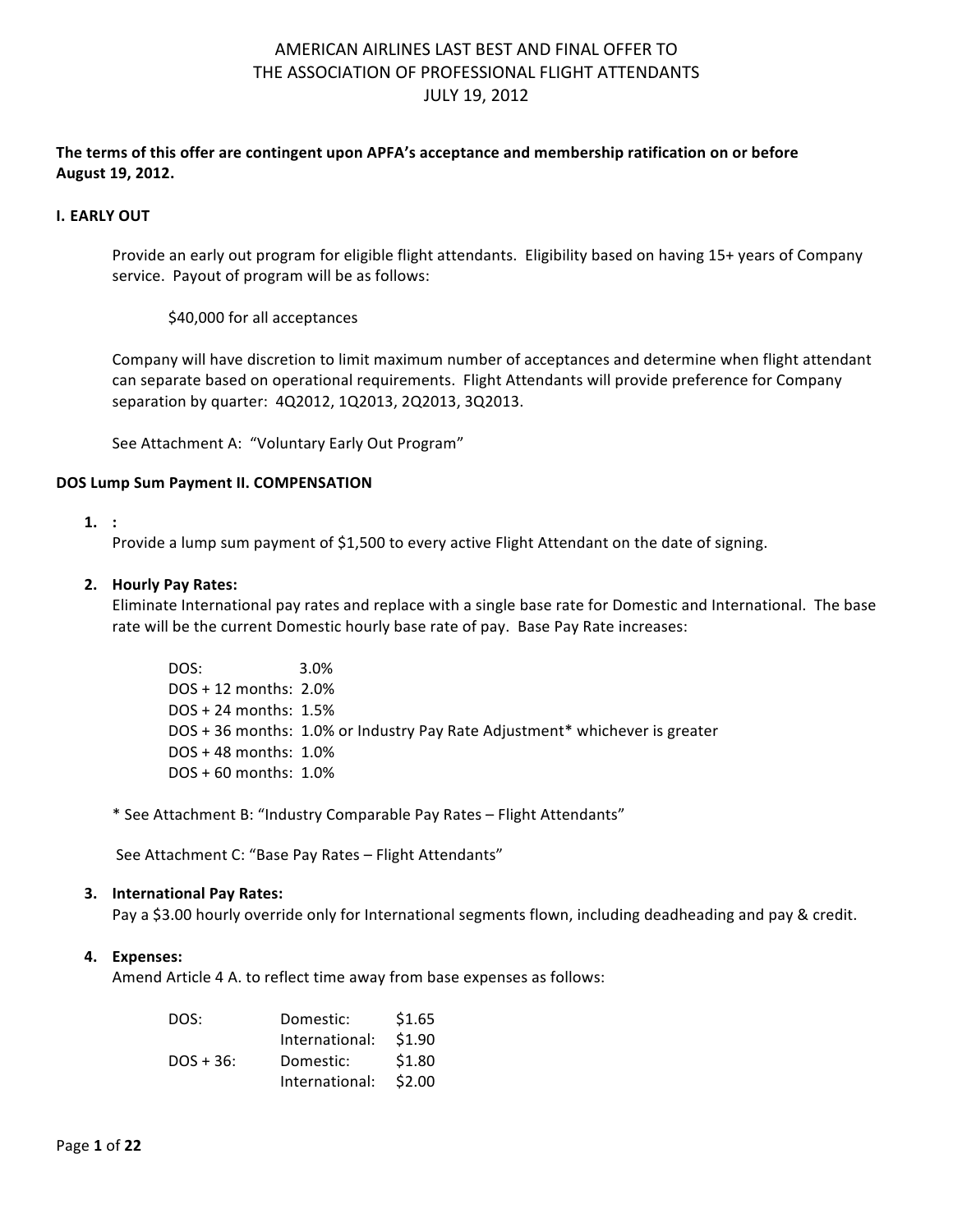# AMERICAN AIRLINES LAST BEST AND FINAL OFFER TO THE ASSOCIATION OF PROFESSIONAL FLIGHT ATTENDANTS JULY 19, 2012

**The terms of this offer are contingent upon APFA's acceptance and membership ratification on or before August 19, 2012.**

## I. EARLY OUT

Provide an early out program for eligible flight attendants. Eligibility based on having 15+ years of Company service. Payout of program will be as follows:

$40,000 for all acceptances

Company will have discretion to limit maximum number of acceptances and determine when flight attendant can separate based on operational requirements. Flight Attendants will provide preference for Company separation by quarter: 4Q2012, 1Q2013, 2Q2013, 3Q2013.

See Attachment A: "Voluntary Early Out Program"

## DOS Lump Sum Payment II. COMPENSATION

1. **:**
   Provide a lump sum payment of $1,500 to every active Flight Attendant on the date of signing.

2. **Hourly Pay Rates:**
   Eliminate International pay rates and replace with a single base rate for Domestic and International. The base rate will be the current Domestic hourly base rate of pay. Base Pay Rate increases:

   DOS: 3.0%
   DOS + 12 months: 2.0%
   DOS + 24 months: 1.5%
   DOS + 36 months: 1.0% or Industry Pay Rate Adjustment* whichever is greater
   DOS + 48 months: 1.0%
   DOS + 60 months: 1.0%

   \* See Attachment B: "Industry Comparable Pay Rates – Flight Attendants"

   See Attachment C: "Base Pay Rates – Flight Attendants"

3. **International Pay Rates:**
   Pay a $3.00 hourly override only for International segments flown, including deadheading and pay & credit.

4. **Expenses:**
   Amend Article 4 A. to reflect time away from base expenses as follows:

| | | |
|---|---|---|
| DOS: | Domestic: | $1.65 |
| | International: | $1.90 |
| DOS + 36: | Domestic: | $1.80 |
| | International: | $2.00 |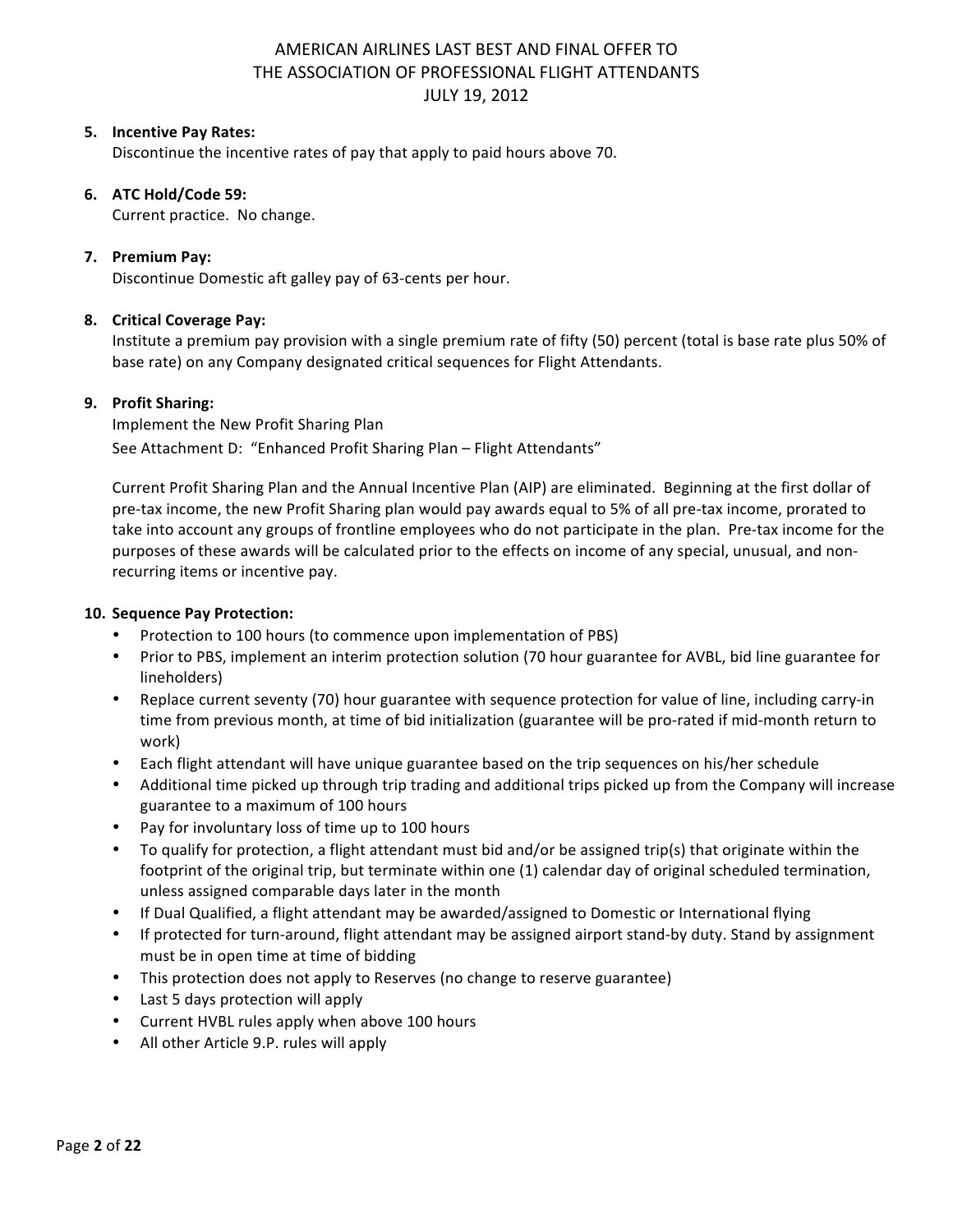AMERICAN AIRLINES LAST BEST AND FINAL OFFER TO
THE ASSOCIATION OF PROFESSIONAL FLIGHT ATTENDANTS
JULY 19, 2012

5. **Incentive Pay Rates:**
   Discontinue the incentive rates of pay that apply to paid hours above 70.

6. **ATC Hold/Code 59:**
   Current practice. No change.

7. **Premium Pay:**
   Discontinue Domestic aft galley pay of 63-cents per hour.

8. **Critical Coverage Pay:**
   Institute a premium pay provision with a single premium rate of fifty (50) percent (total is base rate plus 50% of base rate) on any Company designated critical sequences for Flight Attendants.

9. **Profit Sharing:**
   Implement the New Profit Sharing Plan
   See Attachment D: "Enhanced Profit Sharing Plan – Flight Attendants"

   Current Profit Sharing Plan and the Annual Incentive Plan (AIP) are eliminated. Beginning at the first dollar of pre-tax income, the new Profit Sharing plan would pay awards equal to 5% of all pre-tax income, prorated to take into account any groups of frontline employees who do not participate in the plan. Pre-tax income for the purposes of these awards will be calculated prior to the effects on income of any special, unusual, and non-recurring items or incentive pay.

10. **Sequence Pay Protection:**
    - Protection to 100 hours (to commence upon implementation of PBS)
    - Prior to PBS, implement an interim protection solution (70 hour guarantee for AVBL, bid line guarantee for lineholders)
    - Replace current seventy (70) hour guarantee with sequence protection for value of line, including carry-in time from previous month, at time of bid initialization (guarantee will be pro-rated if mid-month return to work)
    - Each flight attendant will have unique guarantee based on the trip sequences on his/her schedule
    - Additional time picked up through trip trading and additional trips picked up from the Company will increase guarantee to a maximum of 100 hours
    - Pay for involuntary loss of time up to 100 hours
    - To qualify for protection, a flight attendant must bid and/or be assigned trip(s) that originate within the footprint of the original trip, but terminate within one (1) calendar day of original scheduled termination, unless assigned comparable days later in the month
    - If Dual Qualified, a flight attendant may be awarded/assigned to Domestic or International flying
    - If protected for turn-around, flight attendant may be assigned airport stand-by duty. Stand by assignment must be in open time at time of bidding
    - This protection does not apply to Reserves (no change to reserve guarantee)
    - Last 5 days protection will apply
    - Current HVBL rules apply when above 100 hours
    - All other Article 9.P. rules will apply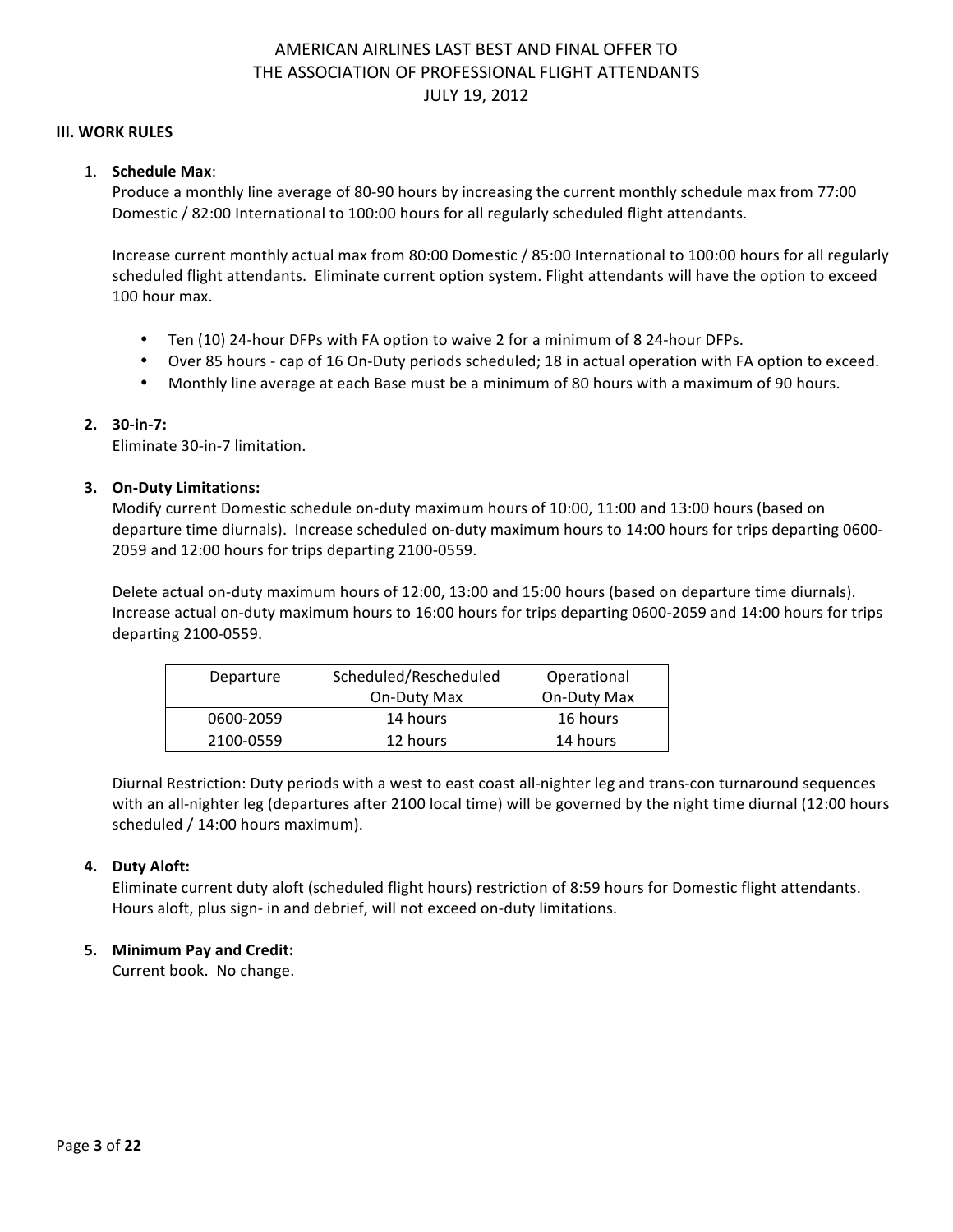AMERICAN AIRLINES LAST BEST AND FINAL OFFER TO
THE ASSOCIATION OF PROFESSIONAL FLIGHT ATTENDANTS
JULY 19, 2012

## III. WORK RULES

1. **Schedule Max**:
   Produce a monthly line average of 80-90 hours by increasing the current monthly schedule max from 77:00 Domestic / 82:00 International to 100:00 hours for all regularly scheduled flight attendants.

   Increase current monthly actual max from 80:00 Domestic / 85:00 International to 100:00 hours for all regularly scheduled flight attendants. Eliminate current option system. Flight attendants will have the option to exceed 100 hour max.

   - Ten (10) 24-hour DFPs with FA option to waive 2 for a minimum of 8 24-hour DFPs.
   - Over 85 hours - cap of 16 On-Duty periods scheduled; 18 in actual operation with FA option to exceed.
   - Monthly line average at each Base must be a minimum of 80 hours with a maximum of 90 hours.

2. **30-in-7:**
   Eliminate 30-in-7 limitation.

3. **On-Duty Limitations:**
   Modify current Domestic schedule on-duty maximum hours of 10:00, 11:00 and 13:00 hours (based on departure time diurnals). Increase scheduled on-duty maximum hours to 14:00 hours for trips departing 0600-2059 and 12:00 hours for trips departing 2100-0559.

   Delete actual on-duty maximum hours of 12:00, 13:00 and 15:00 hours (based on departure time diurnals). Increase actual on-duty maximum hours to 16:00 hours for trips departing 0600-2059 and 14:00 hours for trips departing 2100-0559.

   | Departure | Scheduled/Rescheduled On-Duty Max | Operational On-Duty Max |
   |---|---|---|
   | 0600-2059 | 14 hours | 16 hours |
   | 2100-0559 | 12 hours | 14 hours |

   Diurnal Restriction: Duty periods with a west to east coast all-nighter leg and trans-con turnaround sequences with an all-nighter leg (departures after 2100 local time) will be governed by the night time diurnal (12:00 hours scheduled / 14:00 hours maximum).

4. **Duty Aloft:**
   Eliminate current duty aloft (scheduled flight hours) restriction of 8:59 hours for Domestic flight attendants. Hours aloft, plus sign- in and debrief, will not exceed on-duty limitations.

5. **Minimum Pay and Credit:**
   Current book. No change.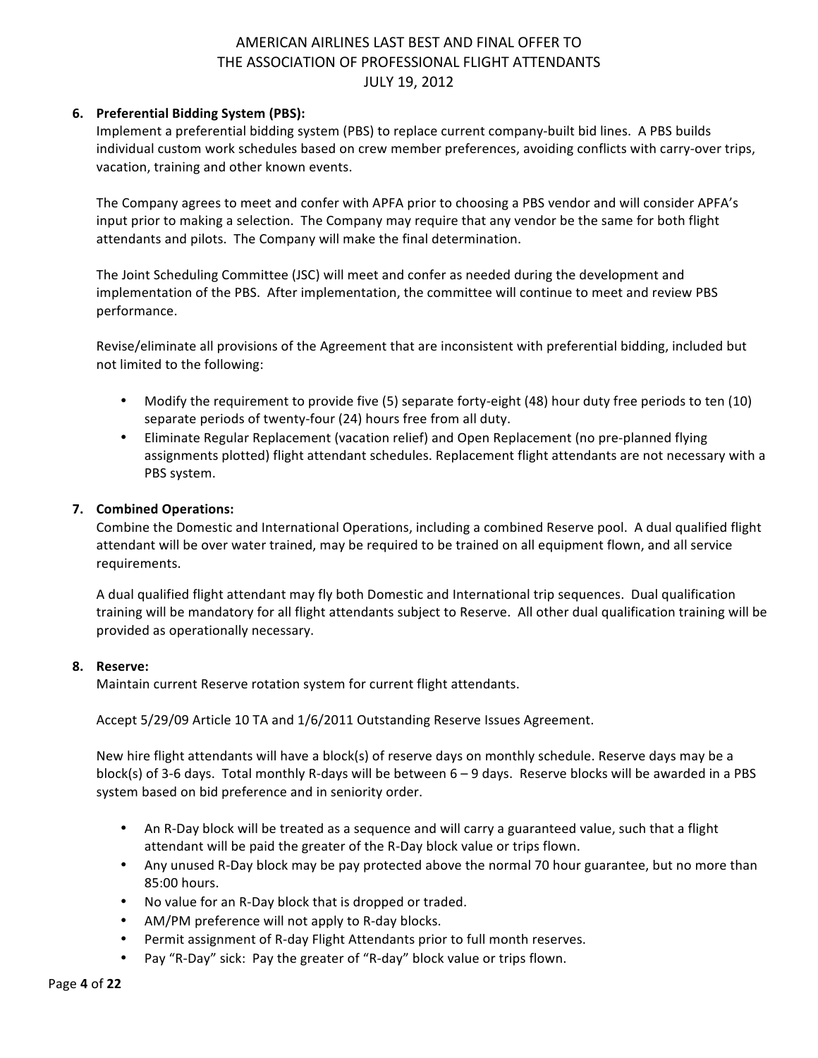# AMERICAN AIRLINES LAST BEST AND FINAL OFFER TO THE ASSOCIATION OF PROFESSIONAL FLIGHT ATTENDANTS JULY 19, 2012

6. **Preferential Bidding System (PBS):**

   Implement a preferential bidding system (PBS) to replace current company-built bid lines. A PBS builds individual custom work schedules based on crew member preferences, avoiding conflicts with carry-over trips, vacation, training and other known events.

   The Company agrees to meet and confer with APFA prior to choosing a PBS vendor and will consider APFA's input prior to making a selection. The Company may require that any vendor be the same for both flight attendants and pilots. The Company will make the final determination.

   The Joint Scheduling Committee (JSC) will meet and confer as needed during the development and implementation of the PBS. After implementation, the committee will continue to meet and review PBS performance.

   Revise/eliminate all provisions of the Agreement that are inconsistent with preferential bidding, included but not limited to the following:

   - Modify the requirement to provide five (5) separate forty-eight (48) hour duty free periods to ten (10) separate periods of twenty-four (24) hours free from all duty.
   - Eliminate Regular Replacement (vacation relief) and Open Replacement (no pre-planned flying assignments plotted) flight attendant schedules. Replacement flight attendants are not necessary with a PBS system.

7. **Combined Operations:**

   Combine the Domestic and International Operations, including a combined Reserve pool. A dual qualified flight attendant will be over water trained, may be required to be trained on all equipment flown, and all service requirements.

   A dual qualified flight attendant may fly both Domestic and International trip sequences. Dual qualification training will be mandatory for all flight attendants subject to Reserve. All other dual qualification training will be provided as operationally necessary.

8. **Reserve:**

   Maintain current Reserve rotation system for current flight attendants.

   Accept 5/29/09 Article 10 TA and 1/6/2011 Outstanding Reserve Issues Agreement.

   New hire flight attendants will have a block(s) of reserve days on monthly schedule. Reserve days may be a block(s) of 3-6 days. Total monthly R-days will be between 6 – 9 days. Reserve blocks will be awarded in a PBS system based on bid preference and in seniority order.

   - An R-Day block will be treated as a sequence and will carry a guaranteed value, such that a flight attendant will be paid the greater of the R-Day block value or trips flown.
   - Any unused R-Day block may be pay protected above the normal 70 hour guarantee, but no more than 85:00 hours.
   - No value for an R-Day block that is dropped or traded.
   - AM/PM preference will not apply to R-day blocks.
   - Permit assignment of R-day Flight Attendants prior to full month reserves.
   - Pay "R-Day" sick: Pay the greater of "R-day" block value or trips flown.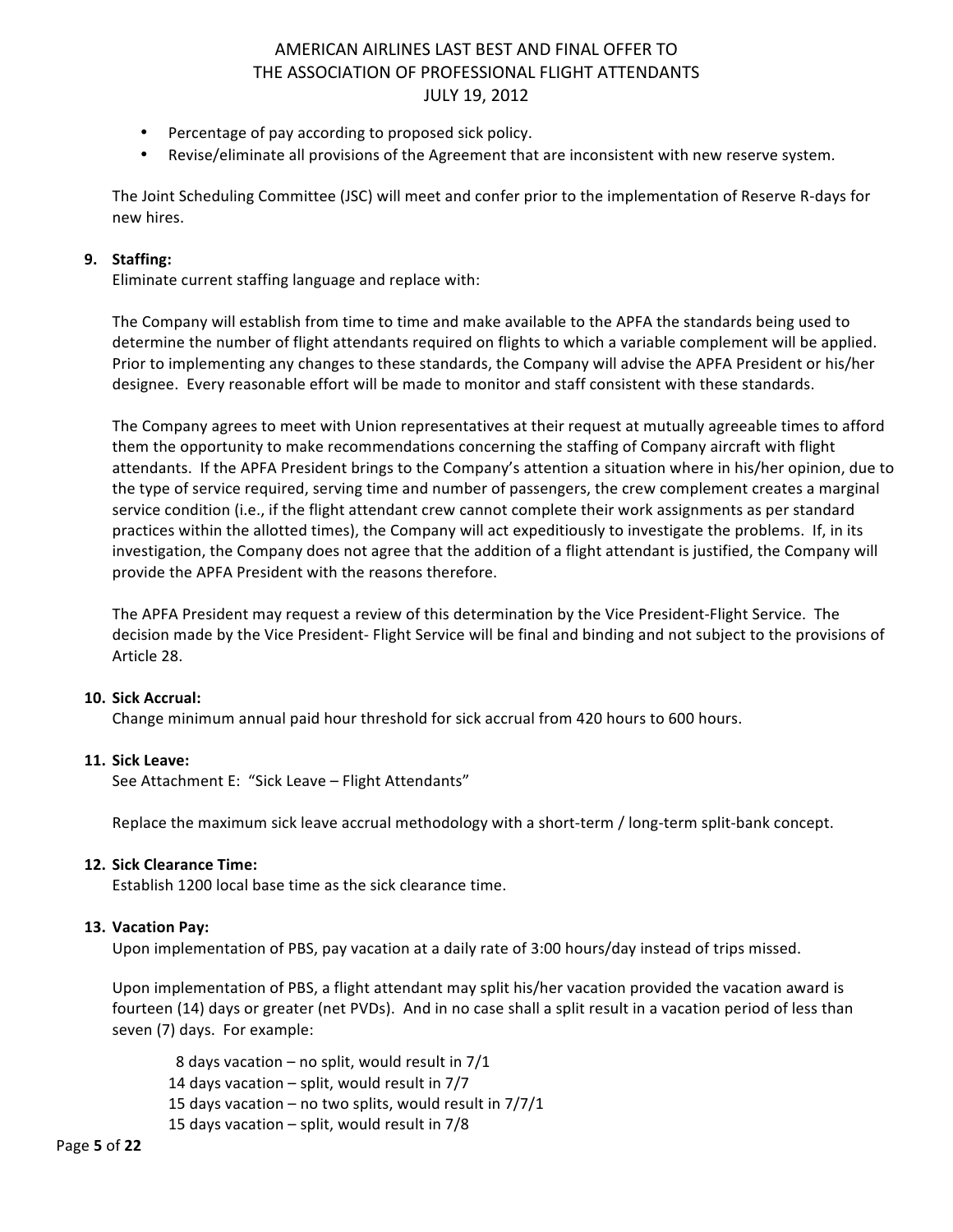- Percentage of pay according to proposed sick policy.
- Revise/eliminate all provisions of the Agreement that are inconsistent with new reserve system.

The Joint Scheduling Committee (JSC) will meet and confer prior to the implementation of Reserve R-days for new hires.

**9. Staffing:**

Eliminate current staffing language and replace with:

The Company will establish from time to time and make available to the APFA the standards being used to determine the number of flight attendants required on flights to which a variable complement will be applied. Prior to implementing any changes to these standards, the Company will advise the APFA President or his/her designee. Every reasonable effort will be made to monitor and staff consistent with these standards.

The Company agrees to meet with Union representatives at their request at mutually agreeable times to afford them the opportunity to make recommendations concerning the staffing of Company aircraft with flight attendants. If the APFA President brings to the Company's attention a situation where in his/her opinion, due to the type of service required, serving time and number of passengers, the crew complement creates a marginal service condition (i.e., if the flight attendant crew cannot complete their work assignments as per standard practices within the allotted times), the Company will act expeditiously to investigate the problems. If, in its investigation, the Company does not agree that the addition of a flight attendant is justified, the Company will provide the APFA President with the reasons therefore.

The APFA President may request a review of this determination by the Vice President-Flight Service. The decision made by the Vice President- Flight Service will be final and binding and not subject to the provisions of Article 28.

**10. Sick Accrual:**

Change minimum annual paid hour threshold for sick accrual from 420 hours to 600 hours.

**11. Sick Leave:**

See Attachment E: "Sick Leave – Flight Attendants"

Replace the maximum sick leave accrual methodology with a short-term / long-term split-bank concept.

**12. Sick Clearance Time:**

Establish 1200 local base time as the sick clearance time.

**13. Vacation Pay:**

Upon implementation of PBS, pay vacation at a daily rate of 3:00 hours/day instead of trips missed.

Upon implementation of PBS, a flight attendant may split his/her vacation provided the vacation award is fourteen (14) days or greater (net PVDs). And in no case shall a split result in a vacation period of less than seven (7) days. For example:

8 days vacation – no split, would result in 7/1
14 days vacation – split, would result in 7/7
15 days vacation – no two splits, would result in 7/7/1
15 days vacation – split, would result in 7/8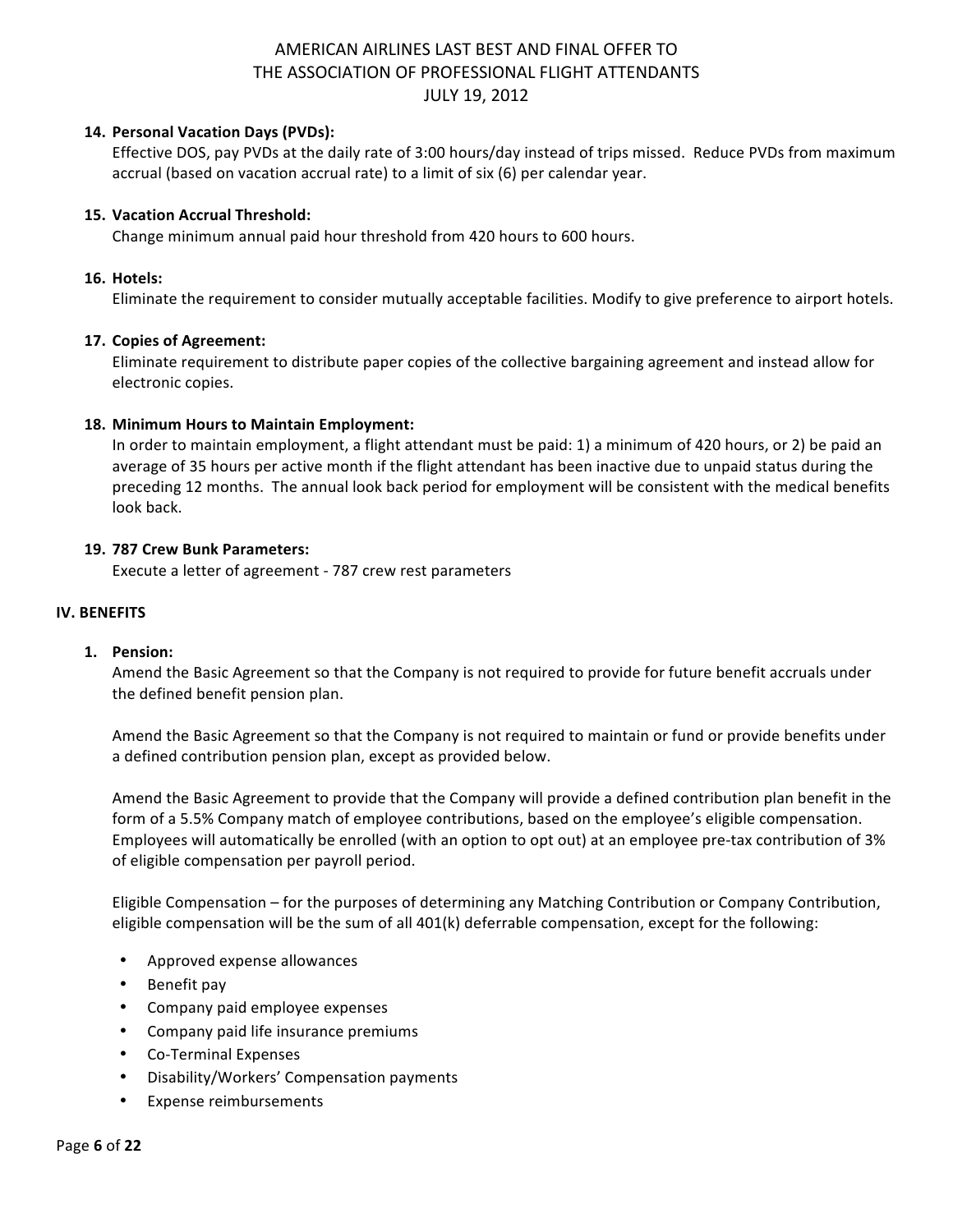**14. Personal Vacation Days (PVDs):**
Effective DOS, pay PVDs at the daily rate of 3:00 hours/day instead of trips missed. Reduce PVDs from maximum accrual (based on vacation accrual rate) to a limit of six (6) per calendar year.

**15. Vacation Accrual Threshold:**
Change minimum annual paid hour threshold from 420 hours to 600 hours.

**16. Hotels:**
Eliminate the requirement to consider mutually acceptable facilities. Modify to give preference to airport hotels.

**17. Copies of Agreement:**
Eliminate requirement to distribute paper copies of the collective bargaining agreement and instead allow for electronic copies.

**18. Minimum Hours to Maintain Employment:**
In order to maintain employment, a flight attendant must be paid: 1) a minimum of 420 hours, or 2) be paid an average of 35 hours per active month if the flight attendant has been inactive due to unpaid status during the preceding 12 months. The annual look back period for employment will be consistent with the medical benefits look back.

**19. 787 Crew Bunk Parameters:**
Execute a letter of agreement - 787 crew rest parameters

## IV. BENEFITS

**1. Pension:**
Amend the Basic Agreement so that the Company is not required to provide for future benefit accruals under the defined benefit pension plan.

Amend the Basic Agreement so that the Company is not required to maintain or fund or provide benefits under a defined contribution pension plan, except as provided below.

Amend the Basic Agreement to provide that the Company will provide a defined contribution plan benefit in the form of a 5.5% Company match of employee contributions, based on the employee's eligible compensation. Employees will automatically be enrolled (with an option to opt out) at an employee pre-tax contribution of 3% of eligible compensation per payroll period.

Eligible Compensation – for the purposes of determining any Matching Contribution or Company Contribution, eligible compensation will be the sum of all 401(k) deferrable compensation, except for the following:

- Approved expense allowances
- Benefit pay
- Company paid employee expenses
- Company paid life insurance premiums
- Co-Terminal Expenses
- Disability/Workers' Compensation payments
- Expense reimbursements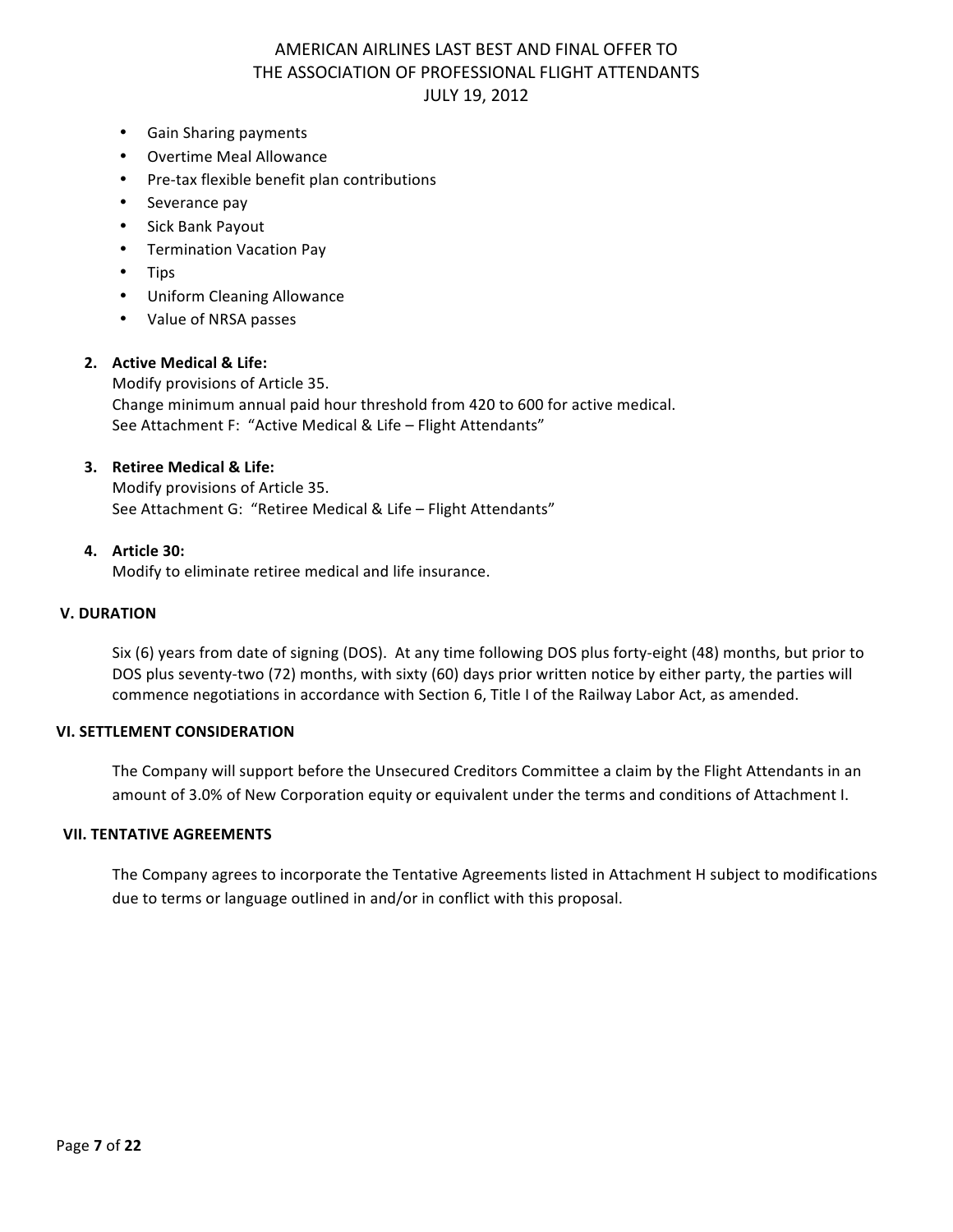- Gain Sharing payments
- Overtime Meal Allowance
- Pre-tax flexible benefit plan contributions
- Severance pay
- Sick Bank Payout
- Termination Vacation Pay
- Tips
- Uniform Cleaning Allowance
- Value of NRSA passes

2. **Active Medical & Life:**
   Modify provisions of Article 35.
   Change minimum annual paid hour threshold from 420 to 600 for active medical.
   See Attachment F: "Active Medical & Life – Flight Attendants"

3. **Retiree Medical & Life:**
   Modify provisions of Article 35.
   See Attachment G: "Retiree Medical & Life – Flight Attendants"

4. **Article 30:**
   Modify to eliminate retiree medical and life insurance.

## V. DURATION

Six (6) years from date of signing (DOS). At any time following DOS plus forty-eight (48) months, but prior to DOS plus seventy-two (72) months, with sixty (60) days prior written notice by either party, the parties will commence negotiations in accordance with Section 6, Title I of the Railway Labor Act, as amended.

## VI. SETTLEMENT CONSIDERATION

The Company will support before the Unsecured Creditors Committee a claim by the Flight Attendants in an amount of 3.0% of New Corporation equity or equivalent under the terms and conditions of Attachment I.

## VII. TENTATIVE AGREEMENTS

The Company agrees to incorporate the Tentative Agreements listed in Attachment H subject to modifications due to terms or language outlined in and/or in conflict with this proposal.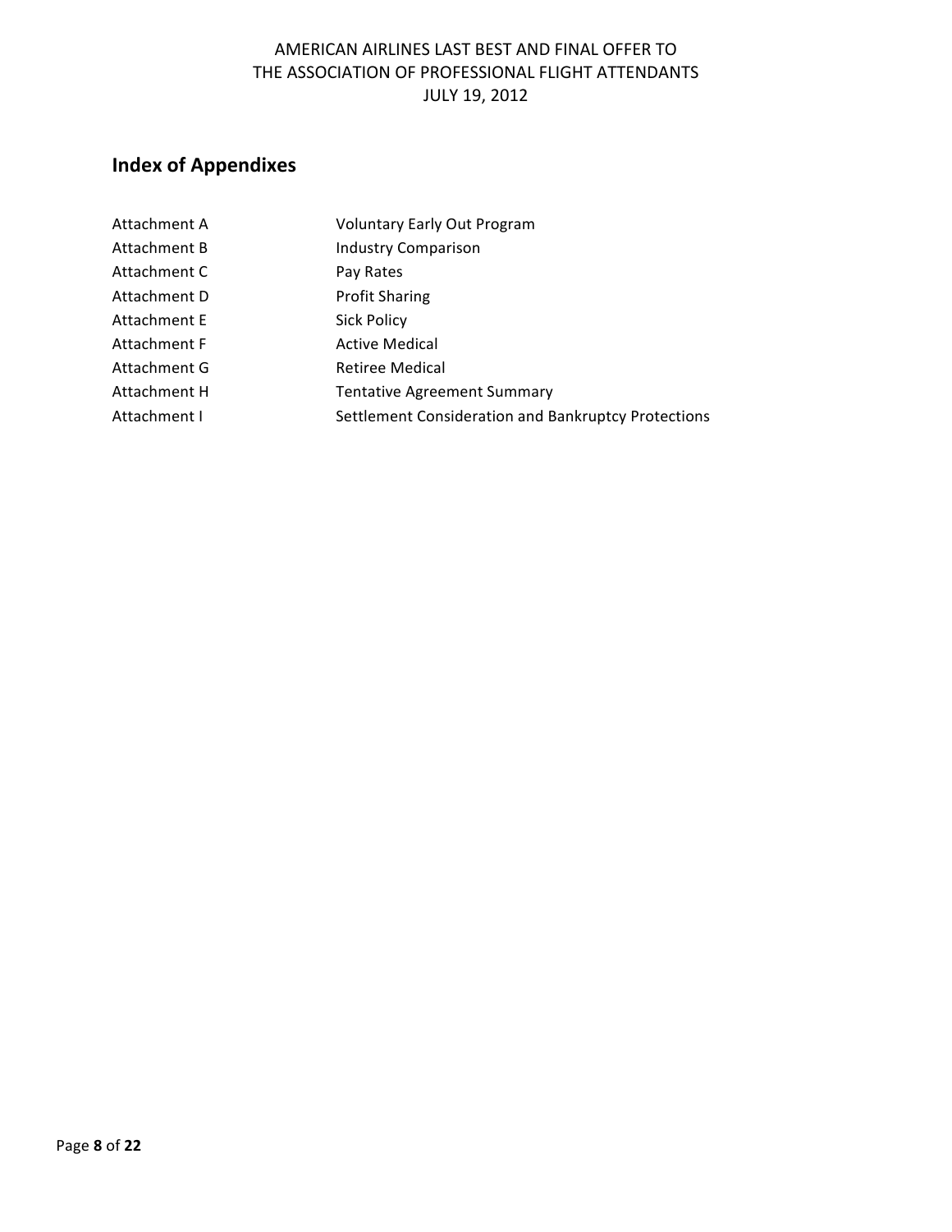## Index of Appendixes

| | |
|---|---|
| Attachment A | Voluntary Early Out Program |
| Attachment B | Industry Comparison |
| Attachment C | Pay Rates |
| Attachment D | Profit Sharing |
| Attachment E | Sick Policy |
| Attachment F | Active Medical |
| Attachment G | Retiree Medical |
| Attachment H | Tentative Agreement Summary |
| Attachment I | Settlement Consideration and Bankruptcy Protections |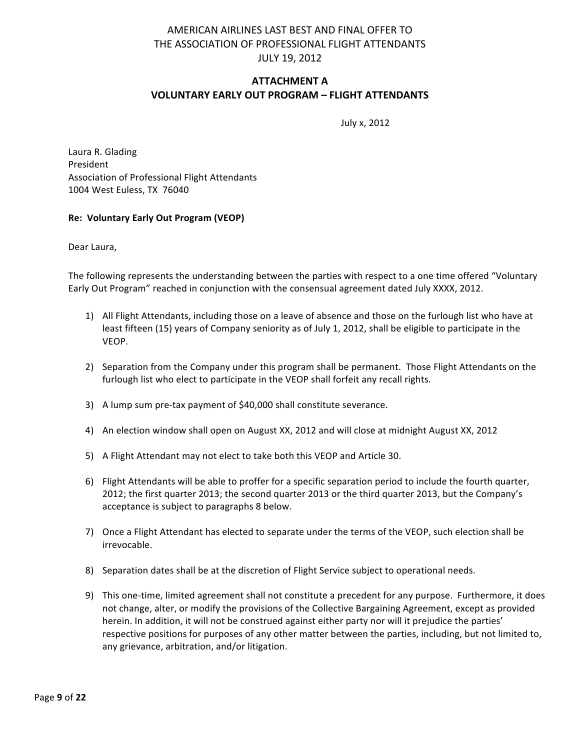AMERICAN AIRLINES LAST BEST AND FINAL OFFER TO
THE ASSOCIATION OF PROFESSIONAL FLIGHT ATTENDANTS
JULY 19, 2012

**ATTACHMENT A**
**VOLUNTARY EARLY OUT PROGRAM – FLIGHT ATTENDANTS**

July x, 2012

Laura R. Glading
President
Association of Professional Flight Attendants
1004 West Euless, TX 76040

**Re: Voluntary Early Out Program (VEOP)**

Dear Laura,

The following represents the understanding between the parties with respect to a one time offered "Voluntary Early Out Program" reached in conjunction with the consensual agreement dated July XXXX, 2012.

1) All Flight Attendants, including those on a leave of absence and those on the furlough list who have at least fifteen (15) years of Company seniority as of July 1, 2012, shall be eligible to participate in the VEOP.

2) Separation from the Company under this program shall be permanent. Those Flight Attendants on the furlough list who elect to participate in the VEOP shall forfeit any recall rights.

3) A lump sum pre-tax payment of $40,000 shall constitute severance.

4) An election window shall open on August XX, 2012 and will close at midnight August XX, 2012

5) A Flight Attendant may not elect to take both this VEOP and Article 30.

6) Flight Attendants will be able to proffer for a specific separation period to include the fourth quarter, 2012; the first quarter 2013; the second quarter 2013 or the third quarter 2013, but the Company's acceptance is subject to paragraphs 8 below.

7) Once a Flight Attendant has elected to separate under the terms of the VEOP, such election shall be irrevocable.

8) Separation dates shall be at the discretion of Flight Service subject to operational needs.

9) This one-time, limited agreement shall not constitute a precedent for any purpose. Furthermore, it does not change, alter, or modify the provisions of the Collective Bargaining Agreement, except as provided herein. In addition, it will not be construed against either party nor will it prejudice the parties' respective positions for purposes of any other matter between the parties, including, but not limited to, any grievance, arbitration, and/or litigation.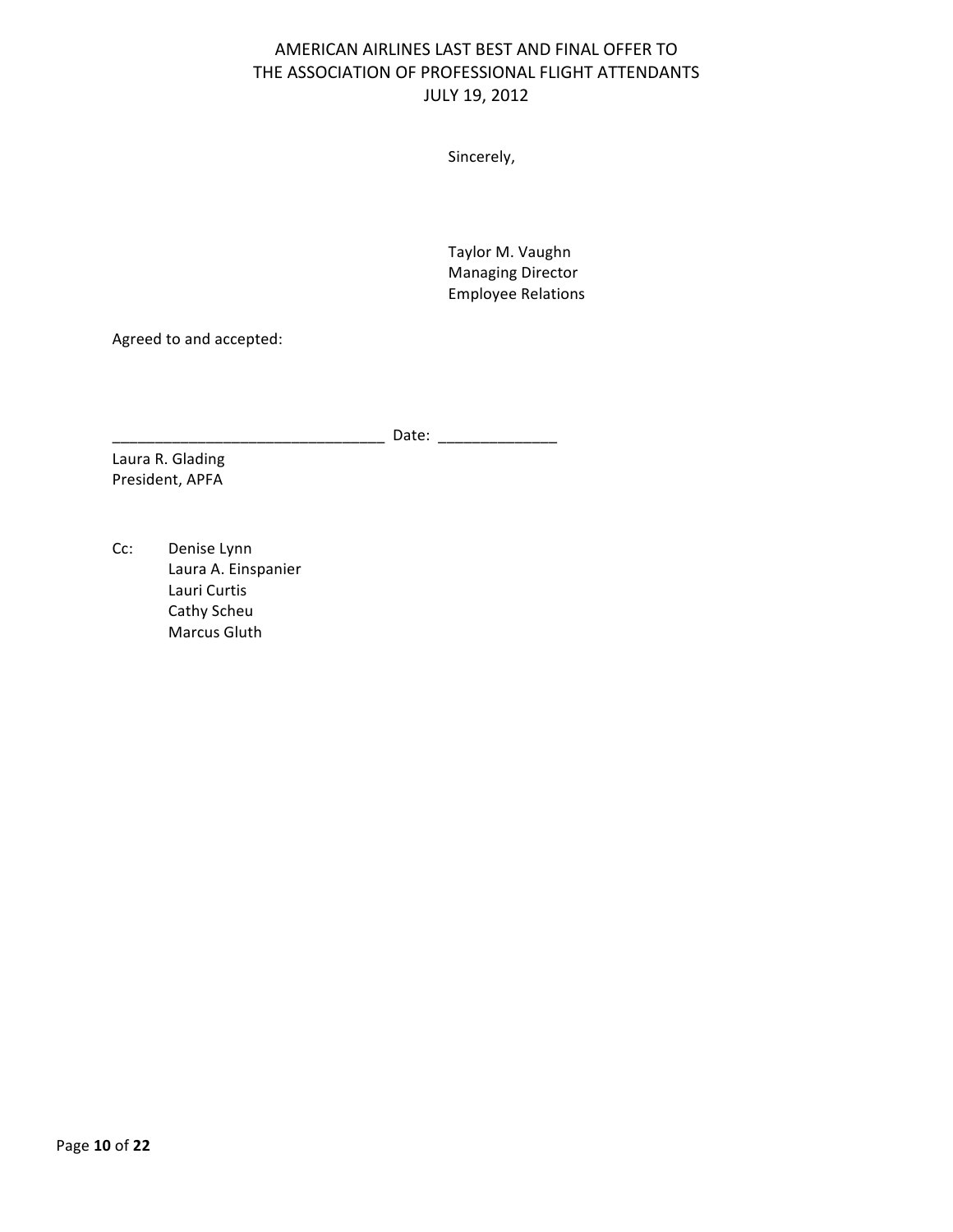Sincerely,

Taylor M. Vaughn
Managing Director
Employee Relations

Agreed to and accepted:

_______________________________ Date: _____________

Laura R. Glading
President, APFA

Cc: Denise Lynn
Laura A. Einspanier
Lauri Curtis
Cathy Scheu
Marcus Gluth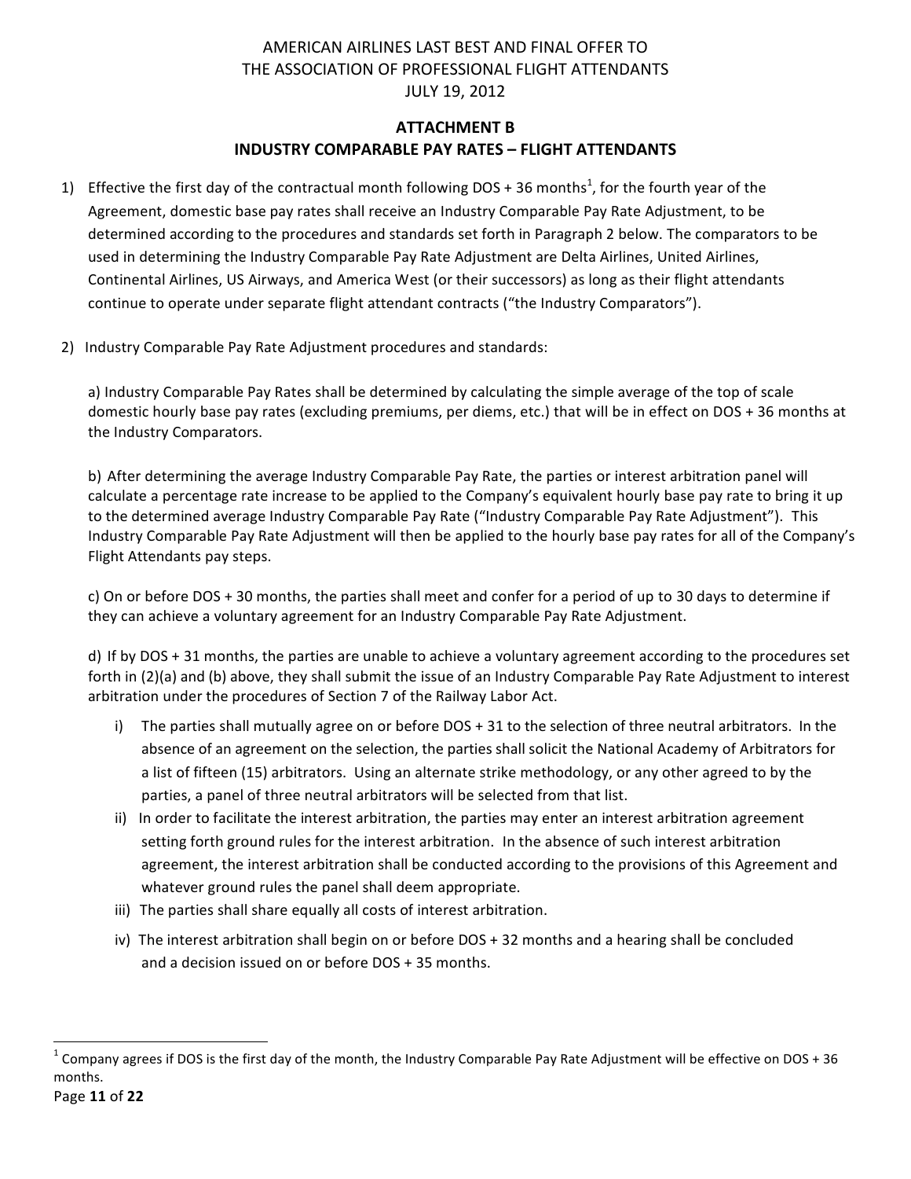AMERICAN AIRLINES LAST BEST AND FINAL OFFER TO
THE ASSOCIATION OF PROFESSIONAL FLIGHT ATTENDANTS
JULY 19, 2012

## ATTACHMENT B
## INDUSTRY COMPARABLE PAY RATES – FLIGHT ATTENDANTS

1) Effective the first day of the contractual month following DOS + 36 months[1], for the fourth year of the Agreement, domestic base pay rates shall receive an Industry Comparable Pay Rate Adjustment, to be determined according to the procedures and standards set forth in Paragraph 2 below. The comparators to be used in determining the Industry Comparable Pay Rate Adjustment are Delta Airlines, United Airlines, Continental Airlines, US Airways, and America West (or their successors) as long as their flight attendants continue to operate under separate flight attendant contracts ("the Industry Comparators").

2) Industry Comparable Pay Rate Adjustment procedures and standards:

   a) Industry Comparable Pay Rates shall be determined by calculating the simple average of the top of scale domestic hourly base pay rates (excluding premiums, per diems, etc.) that will be in effect on DOS + 36 months at the Industry Comparators.

   b) After determining the average Industry Comparable Pay Rate, the parties or interest arbitration panel will calculate a percentage rate increase to be applied to the Company's equivalent hourly base pay rate to bring it up to the determined average Industry Comparable Pay Rate ("Industry Comparable Pay Rate Adjustment"). This Industry Comparable Pay Rate Adjustment will then be applied to the hourly base pay rates for all of the Company's Flight Attendants pay steps.

   c) On or before DOS + 30 months, the parties shall meet and confer for a period of up to 30 days to determine if they can achieve a voluntary agreement for an Industry Comparable Pay Rate Adjustment.

   d) If by DOS + 31 months, the parties are unable to achieve a voluntary agreement according to the procedures set forth in (2)(a) and (b) above, they shall submit the issue of an Industry Comparable Pay Rate Adjustment to interest arbitration under the procedures of Section 7 of the Railway Labor Act.

      i) The parties shall mutually agree on or before DOS + 31 to the selection of three neutral arbitrators. In the absence of an agreement on the selection, the parties shall solicit the National Academy of Arbitrators for a list of fifteen (15) arbitrators. Using an alternate strike methodology, or any other agreed to by the parties, a panel of three neutral arbitrators will be selected from that list.

      ii) In order to facilitate the interest arbitration, the parties may enter an interest arbitration agreement setting forth ground rules for the interest arbitration. In the absence of such interest arbitration agreement, the interest arbitration shall be conducted according to the provisions of this Agreement and whatever ground rules the panel shall deem appropriate.

      iii) The parties shall share equally all costs of interest arbitration.

      iv) The interest arbitration shall begin on or before DOS + 32 months and a hearing shall be concluded and a decision issued on or before DOS + 35 months.

---

[1] Company agrees if DOS is the first day of the month, the Industry Comparable Pay Rate Adjustment will be effective on DOS + 36 months.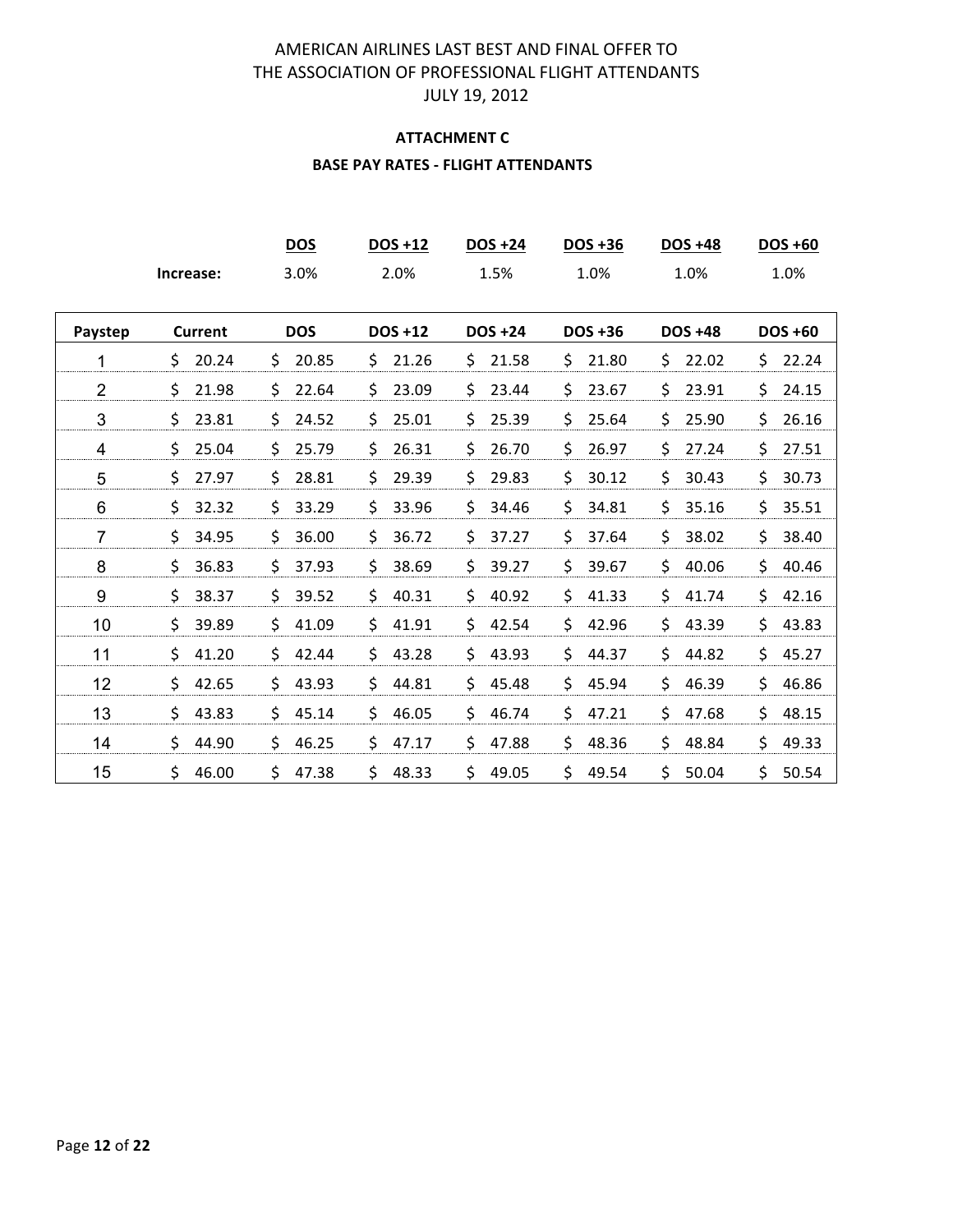# AMERICAN AIRLINES LAST BEST AND FINAL OFFER TO THE ASSOCIATION OF PROFESSIONAL FLIGHT ATTENDANTS

JULY 19, 2012

## ATTACHMENT C

### BASE PAY RATES - FLIGHT ATTENDANTS

| | DOS | DOS +12 | DOS +24 | DOS +36 | DOS +48 | DOS +60 |
|---|---|---|---|---|---|---|
| **Increase:** | 3.0% | 2.0% | 1.5% | 1.0% | 1.0% | 1.0% |

| Paystep | Current | DOS | DOS +12 | DOS +24 | DOS +36 | DOS +48 | DOS +60 |
|---|---|---|---|---|---|---|---|
| 1 | $ 20.24 | $ 20.85 | $ 21.26 | $ 21.58 | $ 21.80 | $ 22.02 | $ 22.24 |
| 2 | $ 21.98 | $ 22.64 | $ 23.09 | $ 23.44 | $ 23.67 | $ 23.91 | $ 24.15 |
| 3 | $ 23.81 | $ 24.52 | $ 25.01 | $ 25.39 | $ 25.64 | $ 25.90 | $ 26.16 |
| 4 | $ 25.04 | $ 25.79 | $ 26.31 | $ 26.70 | $ 26.97 | $ 27.24 | $ 27.51 |
| 5 | $ 27.97 | $ 28.81 | $ 29.39 | $ 29.83 | $ 30.12 | $ 30.43 | $ 30.73 |
| 6 | $ 32.32 | $ 33.29 | $ 33.96 | $ 34.46 | $ 34.81 | $ 35.16 | $ 35.51 |
| 7 | $ 34.95 | $ 36.00 | $ 36.72 | $ 37.27 | $ 37.64 | $ 38.02 | $ 38.40 |
| 8 | $ 36.83 | $ 37.93 | $ 38.69 | $ 39.27 | $ 39.67 | $ 40.06 | $ 40.46 |
| 9 | $ 38.37 | $ 39.52 | $ 40.31 | $ 40.92 | $ 41.33 | $ 41.74 | $ 42.16 |
| 10 | $ 39.89 | $ 41.09 | $ 41.91 | $ 42.54 | $ 42.96 | $ 43.39 | $ 43.83 |
| 11 | $ 41.20 | $ 42.44 | $ 43.28 | $ 43.93 | $ 44.37 | $ 44.82 | $ 45.27 |
| 12 | $ 42.65 | $ 43.93 | $ 44.81 | $ 45.48 | $ 45.94 | $ 46.39 | $ 46.86 |
| 13 | $ 43.83 | $ 45.14 | $ 46.05 | $ 46.74 | $ 47.21 | $ 47.68 | $ 48.15 |
| 14 | $ 44.90 | $ 46.25 | $ 47.17 | $ 47.88 | $ 48.36 | $ 48.84 | $ 49.33 |
| 15 | $ 46.00 | $ 47.38 | $ 48.33 | $ 49.05 | $ 49.54 | $ 50.04 | $ 50.54 |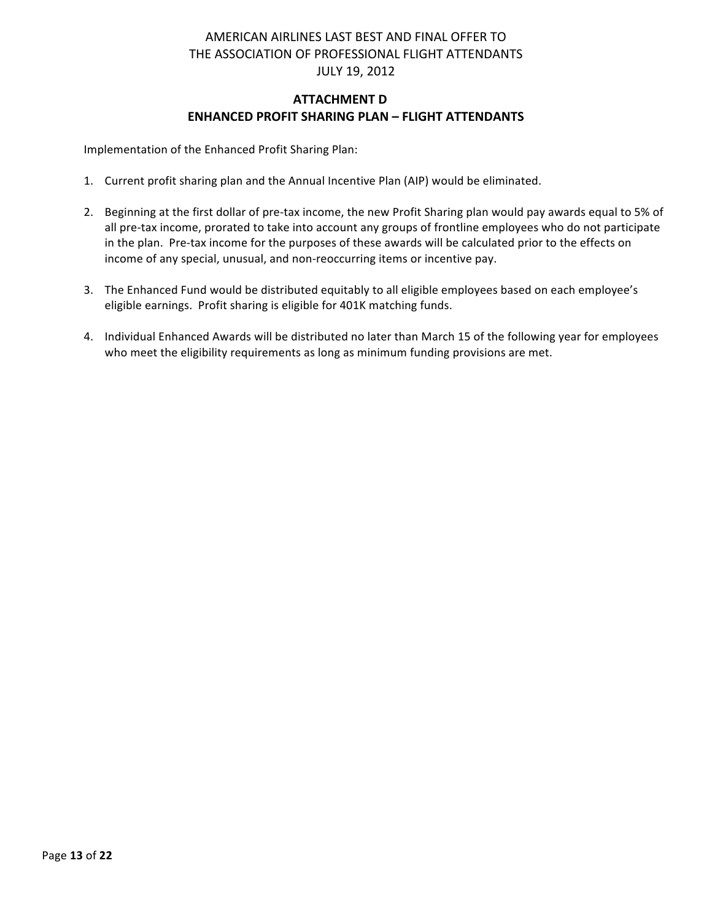AMERICAN AIRLINES LAST BEST AND FINAL OFFER TO
THE ASSOCIATION OF PROFESSIONAL FLIGHT ATTENDANTS
JULY 19, 2012

## ATTACHMENT D
## ENHANCED PROFIT SHARING PLAN – FLIGHT ATTENDANTS

Implementation of the Enhanced Profit Sharing Plan:

1. Current profit sharing plan and the Annual Incentive Plan (AIP) would be eliminated.

2. Beginning at the first dollar of pre-tax income, the new Profit Sharing plan would pay awards equal to 5% of all pre-tax income, prorated to take into account any groups of frontline employees who do not participate in the plan. Pre-tax income for the purposes of these awards will be calculated prior to the effects on income of any special, unusual, and non-reoccurring items or incentive pay.

3. The Enhanced Fund would be distributed equitably to all eligible employees based on each employee's eligible earnings. Profit sharing is eligible for 401K matching funds.

4. Individual Enhanced Awards will be distributed no later than March 15 of the following year for employees who meet the eligibility requirements as long as minimum funding provisions are met.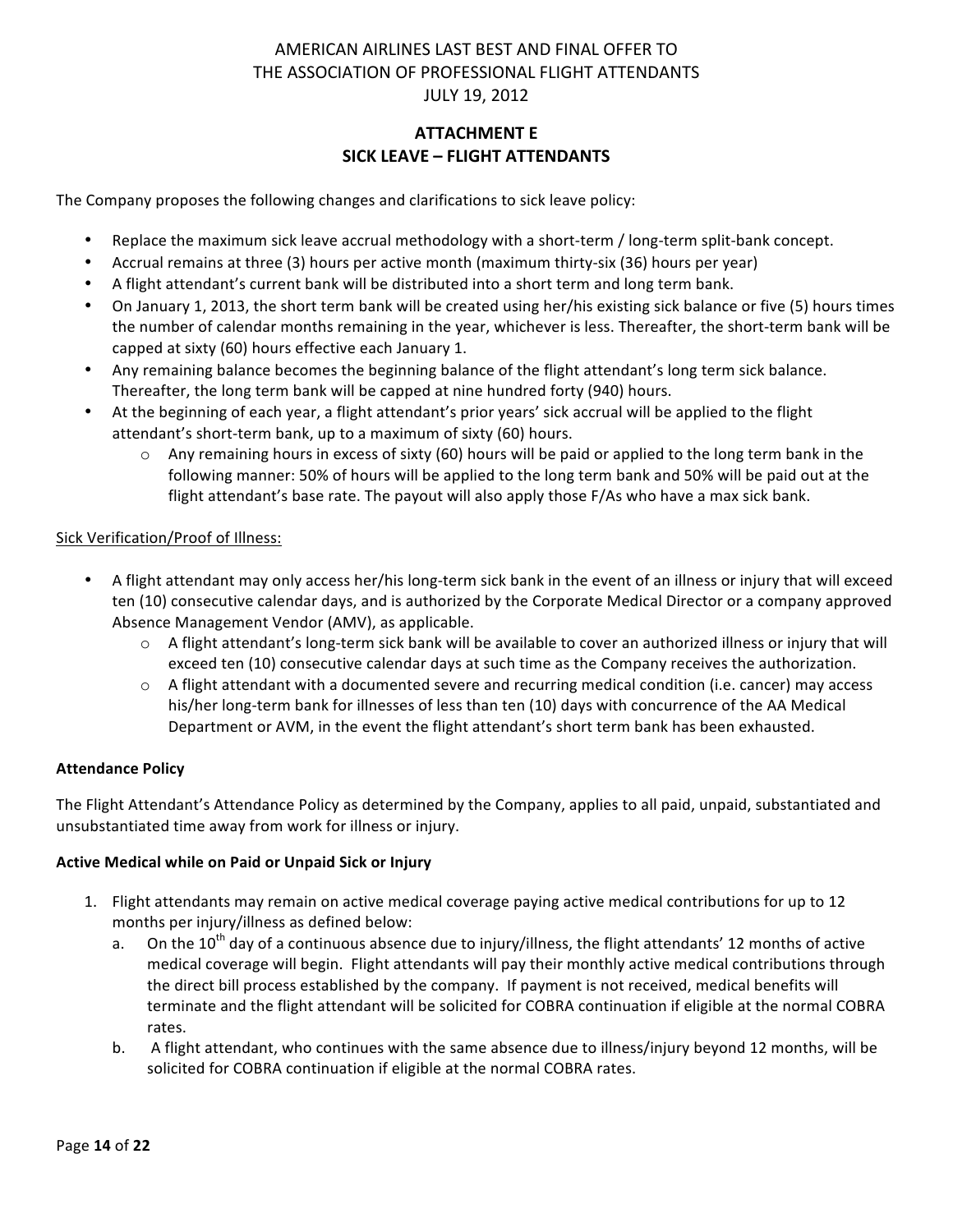AMERICAN AIRLINES LAST BEST AND FINAL OFFER TO
THE ASSOCIATION OF PROFESSIONAL FLIGHT ATTENDANTS
JULY 19, 2012

## ATTACHMENT E
## SICK LEAVE – FLIGHT ATTENDANTS

The Company proposes the following changes and clarifications to sick leave policy:

- Replace the maximum sick leave accrual methodology with a short-term / long-term split-bank concept.
- Accrual remains at three (3) hours per active month (maximum thirty-six (36) hours per year)
- A flight attendant's current bank will be distributed into a short term and long term bank.
- On January 1, 2013, the short term bank will be created using her/his existing sick balance or five (5) hours times the number of calendar months remaining in the year, whichever is less. Thereafter, the short-term bank will be capped at sixty (60) hours effective each January 1.
- Any remaining balance becomes the beginning balance of the flight attendant's long term sick balance. Thereafter, the long term bank will be capped at nine hundred forty (940) hours.
- At the beginning of each year, a flight attendant's prior years' sick accrual will be applied to the flight attendant's short-term bank, up to a maximum of sixty (60) hours.
  - Any remaining hours in excess of sixty (60) hours will be paid or applied to the long term bank in the following manner: 50% of hours will be applied to the long term bank and 50% will be paid out at the flight attendant's base rate. The payout will also apply those F/As who have a max sick bank.

Sick Verification/Proof of Illness:

- A flight attendant may only access her/his long-term sick bank in the event of an illness or injury that will exceed ten (10) consecutive calendar days, and is authorized by the Corporate Medical Director or a company approved Absence Management Vendor (AMV), as applicable.
  - A flight attendant's long-term sick bank will be available to cover an authorized illness or injury that will exceed ten (10) consecutive calendar days at such time as the Company receives the authorization.
  - A flight attendant with a documented severe and recurring medical condition (i.e. cancer) may access his/her long-term bank for illnesses of less than ten (10) days with concurrence of the AA Medical Department or AVM, in the event the flight attendant's short term bank has been exhausted.

**Attendance Policy**

The Flight Attendant's Attendance Policy as determined by the Company, applies to all paid, unpaid, substantiated and unsubstantiated time away from work for illness or injury.

**Active Medical while on Paid or Unpaid Sick or Injury**

1. Flight attendants may remain on active medical coverage paying active medical contributions for up to 12 months per injury/illness as defined below:
   a. On the 10th day of a continuous absence due to injury/illness, the flight attendants' 12 months of active medical coverage will begin. Flight attendants will pay their monthly active medical contributions through the direct bill process established by the company. If payment is not received, medical benefits will terminate and the flight attendant will be solicited for COBRA continuation if eligible at the normal COBRA rates.
   b. A flight attendant, who continues with the same absence due to illness/injury beyond 12 months, will be solicited for COBRA continuation if eligible at the normal COBRA rates.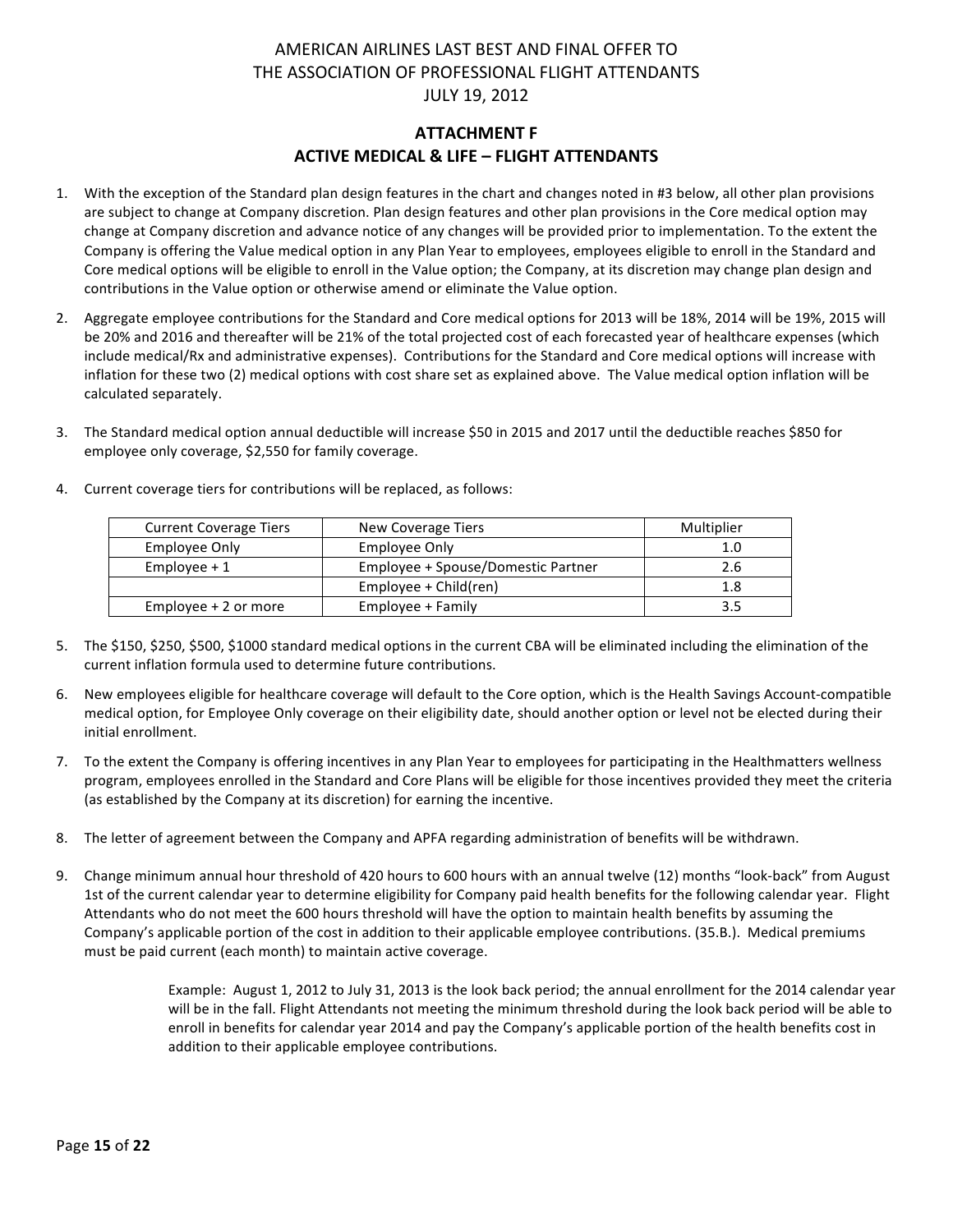AMERICAN AIRLINES LAST BEST AND FINAL OFFER TO
THE ASSOCIATION OF PROFESSIONAL FLIGHT ATTENDANTS
JULY 19, 2012

## ATTACHMENT F
## ACTIVE MEDICAL & LIFE – FLIGHT ATTENDANTS

1. With the exception of the Standard plan design features in the chart and changes noted in #3 below, all other plan provisions are subject to change at Company discretion. Plan design features and other plan provisions in the Core medical option may change at Company discretion and advance notice of any changes will be provided prior to implementation. To the extent the Company is offering the Value medical option in any Plan Year to employees, employees eligible to enroll in the Standard and Core medical options will be eligible to enroll in the Value option; the Company, at its discretion may change plan design and contributions in the Value option or otherwise amend or eliminate the Value option.

2. Aggregate employee contributions for the Standard and Core medical options for 2013 will be 18%, 2014 will be 19%, 2015 will be 20% and 2016 and thereafter will be 21% of the total projected cost of each forecasted year of healthcare expenses (which include medical/Rx and administrative expenses). Contributions for the Standard and Core medical options will increase with inflation for these two (2) medical options with cost share set as explained above. The Value medical option inflation will be calculated separately.

3. The Standard medical option annual deductible will increase $50 in 2015 and 2017 until the deductible reaches $850 for employee only coverage, $2,550 for family coverage.

4. Current coverage tiers for contributions will be replaced, as follows:

| Current Coverage Tiers | New Coverage Tiers | Multiplier |
|---|---|---|
| Employee Only | Employee Only | 1.0 |
| Employee + 1 | Employee + Spouse/Domestic Partner | 2.6 |
| | Employee + Child(ren) | 1.8 |
| Employee + 2 or more | Employee + Family | 3.5 |

5. The $150, $250, $500, $1000 standard medical options in the current CBA will be eliminated including the elimination of the current inflation formula used to determine future contributions.

6. New employees eligible for healthcare coverage will default to the Core option, which is the Health Savings Account-compatible medical option, for Employee Only coverage on their eligibility date, should another option or level not be elected during their initial enrollment.

7. To the extent the Company is offering incentives in any Plan Year to employees for participating in the Healthmatters wellness program, employees enrolled in the Standard and Core Plans will be eligible for those incentives provided they meet the criteria (as established by the Company at its discretion) for earning the incentive.

8. The letter of agreement between the Company and APFA regarding administration of benefits will be withdrawn.

9. Change minimum annual hour threshold of 420 hours to 600 hours with an annual twelve (12) months "look-back" from August 1st of the current calendar year to determine eligibility for Company paid health benefits for the following calendar year. Flight Attendants who do not meet the 600 hours threshold will have the option to maintain health benefits by assuming the Company's applicable portion of the cost in addition to their applicable employee contributions. (35.B.). Medical premiums must be paid current (each month) to maintain active coverage.

   Example: August 1, 2012 to July 31, 2013 is the look back period; the annual enrollment for the 2014 calendar year will be in the fall. Flight Attendants not meeting the minimum threshold during the look back period will be able to enroll in benefits for calendar year 2014 and pay the Company's applicable portion of the health benefits cost in addition to their applicable employee contributions.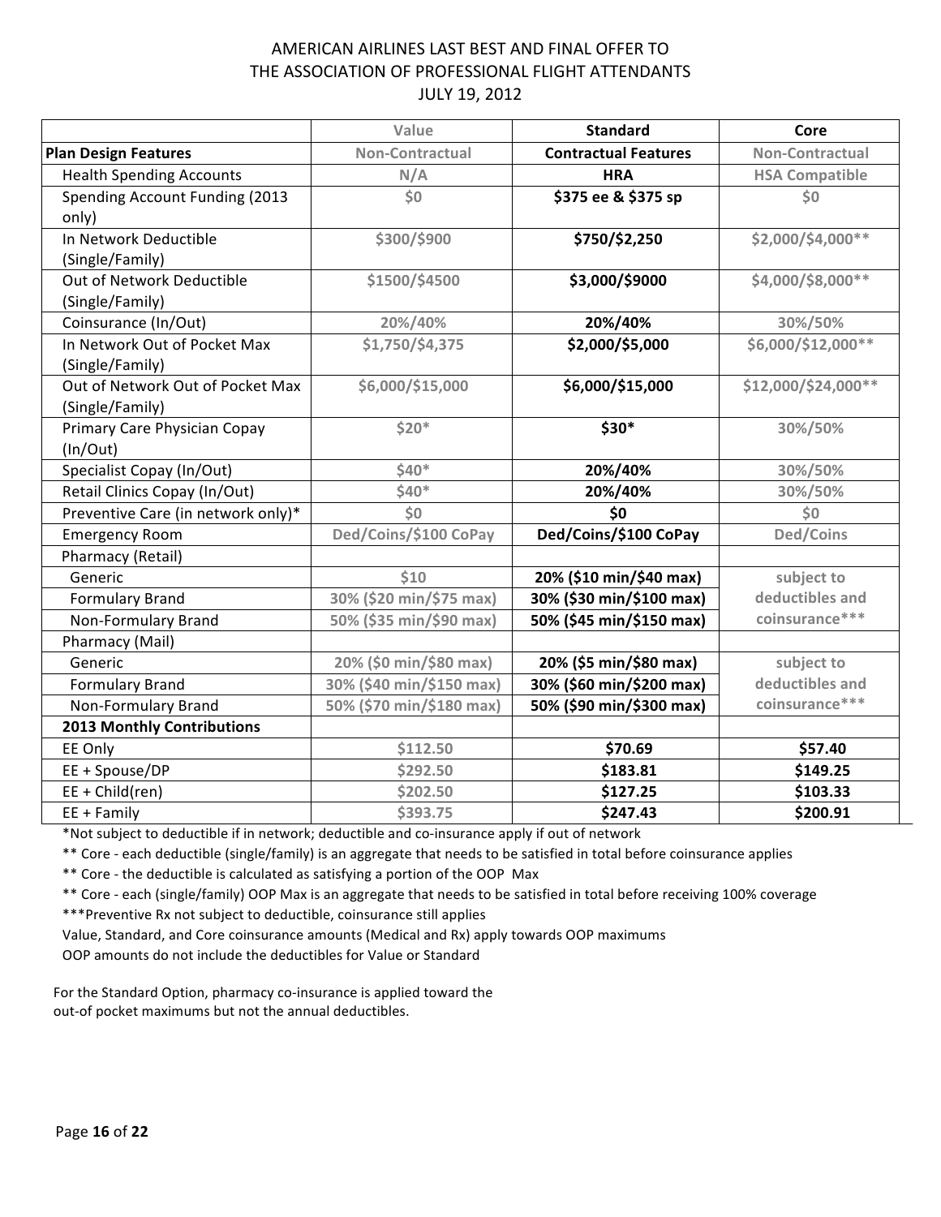# AMERICAN AIRLINES LAST BEST AND FINAL OFFER TO THE ASSOCIATION OF PROFESSIONAL FLIGHT ATTENDANTS

JULY 19, 2012

| | Value | Standard | Core |
|---|---|---|---|
| **Plan Design Features** | Non-Contractual | **Contractual Features** | Non-Contractual |
| Health Spending Accounts | N/A | **HRA** | HSA Compatible |
| Spending Account Funding (2013 only) | $0 | **$375 ee & $375 sp** | $0 |
| In Network Deductible (Single/Family) | $300/$900 | **$750/$2,250** | $2,000/$4,000** |
| Out of Network Deductible (Single/Family) | $1500/$4500 | **$3,000/$9000** | $4,000/$8,000** |
| Coinsurance (In/Out) | 20%/40% | **20%/40%** | 30%/50% |
| In Network Out of Pocket Max (Single/Family) | $1,750/$4,375 | **$2,000/$5,000** | $6,000/$12,000** |
| Out of Network Out of Pocket Max (Single/Family) | $6,000/$15,000 | **$6,000/$15,000** | $12,000/$24,000** |
| Primary Care Physician Copay (In/Out) | $20* | **$30*** | 30%/50% |
| Specialist Copay (In/Out) | $40* | **20%/40%** | 30%/50% |
| Retail Clinics Copay (In/Out) | $40* | **20%/40%** | 30%/50% |
| Preventive Care (in network only)* | $0 | **$0** | $0 |
| Emergency Room | Ded/Coins/$100 CoPay | **Ded/Coins/$100 CoPay** | Ded/Coins |
| Pharmacy (Retail) | | | |
| Generic | $10 | **20% ($10 min/$40 max)** | subject to deductibles and coinsurance*** |
| Formulary Brand | 30% ($20 min/$75 max) | **30% ($30 min/$100 max)** | |
| Non-Formulary Brand | 50% ($35 min/$90 max) | **50% ($45 min/$150 max)** | |
| Pharmacy (Mail) | | | |
| Generic | 20% ($0 min/$80 max) | **20% ($5 min/$80 max)** | subject to deductibles and coinsurance*** |
| Formulary Brand | 30% ($40 min/$150 max) | **30% ($60 min/$200 max)** | |
| Non-Formulary Brand | 50% ($70 min/$180 max) | **50% ($90 min/$300 max)** | |
| **2013 Monthly Contributions** | | | |
| EE Only | $112.50 | **$70.69** | **$57.40** |
| EE + Spouse/DP | $292.50 | **$183.81** | **$149.25** |
| EE + Child(ren) | $202.50 | **$127.25** | **$103.33** |
| EE + Family | $393.75 | **$247.43** | **$200.91** |

*Not subject to deductible if in network; deductible and co-insurance apply if out of network

** Core - each deductible (single/family) is an aggregate that needs to be satisfied in total before coinsurance applies

** Core - the deductible is calculated as satisfying a portion of the OOP Max

** Core - each (single/family) OOP Max is an aggregate that needs to be satisfied in total before receiving 100% coverage

***Preventive Rx not subject to deductible, coinsurance still applies

Value, Standard, and Core coinsurance amounts (Medical and Rx) apply towards OOP maximums

OOP amounts do not include the deductibles for Value or Standard

For the Standard Option, pharmacy co-insurance is applied toward the out-of pocket maximums but not the annual deductibles.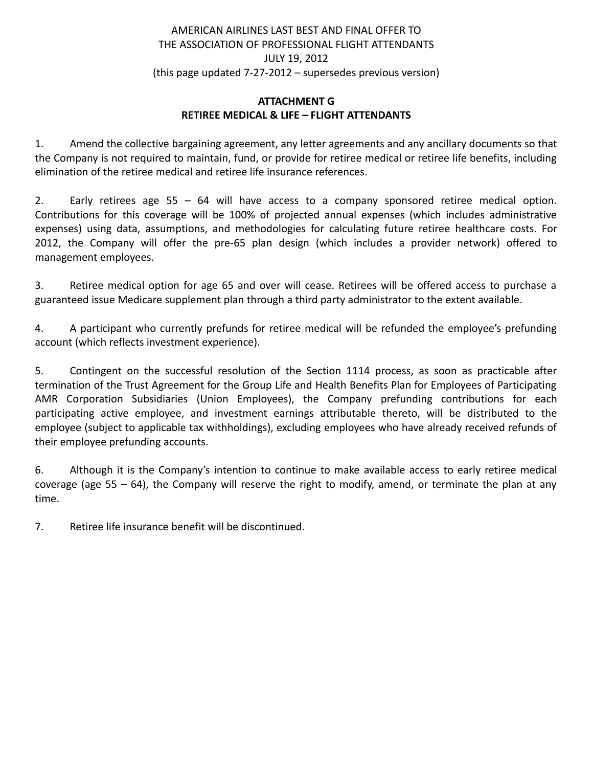AMERICAN AIRLINES LAST BEST AND FINAL OFFER TO
THE ASSOCIATION OF PROFESSIONAL FLIGHT ATTENDANTS
JULY 19, 2012
(this page updated 7-27-2012 – supersedes previous version)

## ATTACHMENT G
## RETIREE MEDICAL & LIFE – FLIGHT ATTENDANTS

1. Amend the collective bargaining agreement, any letter agreements and any ancillary documents so that the Company is not required to maintain, fund, or provide for retiree medical or retiree life benefits, including elimination of the retiree medical and retiree life insurance references.

2. Early retirees age 55 – 64 will have access to a company sponsored retiree medical option. Contributions for this coverage will be 100% of projected annual expenses (which includes administrative expenses) using data, assumptions, and methodologies for calculating future retiree healthcare costs. For 2012, the Company will offer the pre-65 plan design (which includes a provider network) offered to management employees.

3. Retiree medical option for age 65 and over will cease. Retirees will be offered access to purchase a guaranteed issue Medicare supplement plan through a third party administrator to the extent available.

4. A participant who currently prefunds for retiree medical will be refunded the employee's prefunding account (which reflects investment experience).

5. Contingent on the successful resolution of the Section 1114 process, as soon as practicable after termination of the Trust Agreement for the Group Life and Health Benefits Plan for Employees of Participating AMR Corporation Subsidiaries (Union Employees), the Company prefunding contributions for each participating active employee, and investment earnings attributable thereto, will be distributed to the employee (subject to applicable tax withholdings), excluding employees who have already received refunds of their employee prefunding accounts.

6. Although it is the Company's intention to continue to make available access to early retiree medical coverage (age 55 – 64), the Company will reserve the right to modify, amend, or terminate the plan at any time.

7. Retiree life insurance benefit will be discontinued.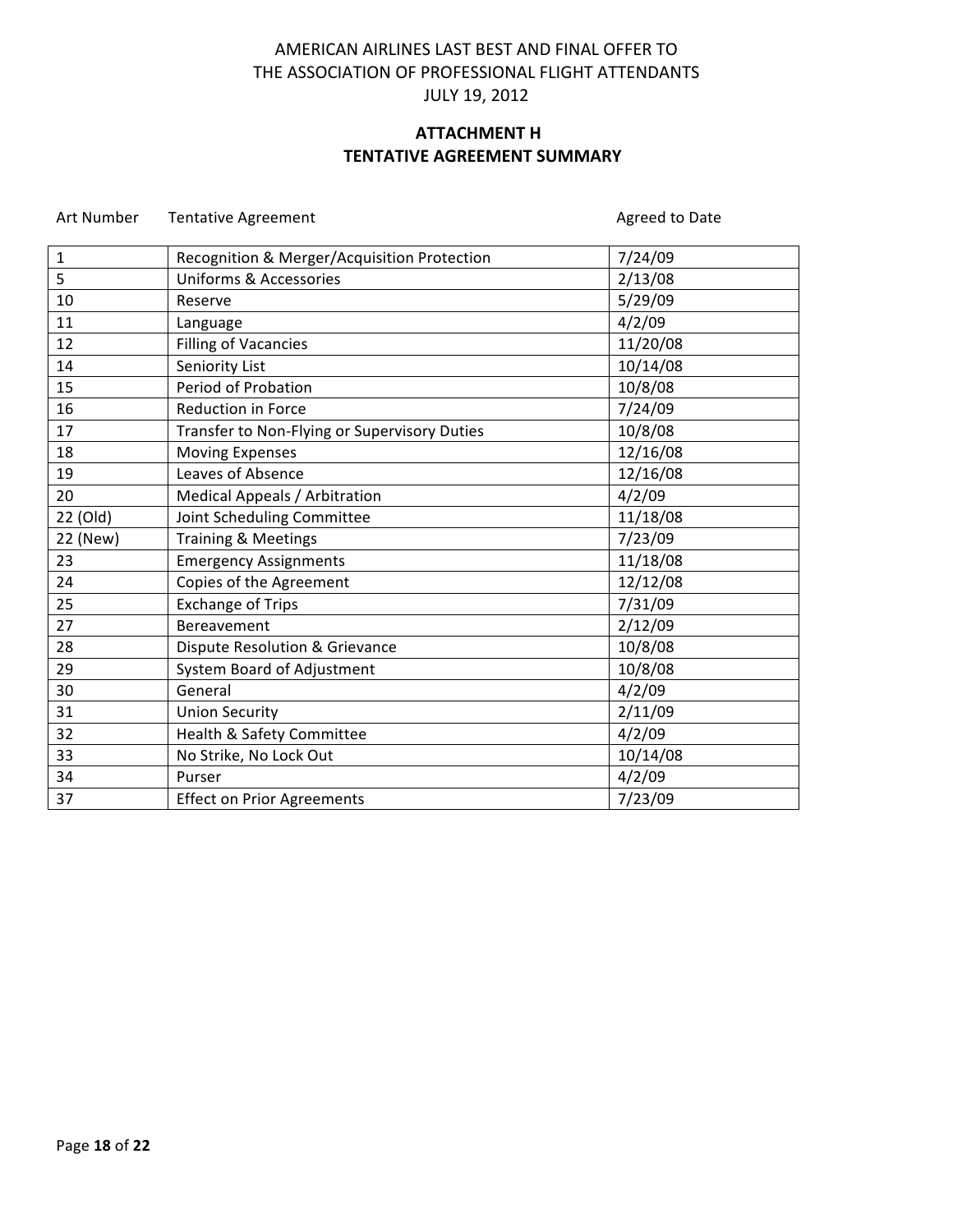AMERICAN AIRLINES LAST BEST AND FINAL OFFER TO THE ASSOCIATION OF PROFESSIONAL FLIGHT ATTENDANTS JULY 19, 2012

## ATTACHMENT H
## TENTATIVE AGREEMENT SUMMARY

| Art Number | Tentative Agreement | Agreed to Date |
|---|---|---|
| 1 | Recognition & Merger/Acquisition Protection | 7/24/09 |
| 5 | Uniforms & Accessories | 2/13/08 |
| 10 | Reserve | 5/29/09 |
| 11 | Language | 4/2/09 |
| 12 | Filling of Vacancies | 11/20/08 |
| 14 | Seniority List | 10/14/08 |
| 15 | Period of Probation | 10/8/08 |
| 16 | Reduction in Force | 7/24/09 |
| 17 | Transfer to Non-Flying or Supervisory Duties | 10/8/08 |
| 18 | Moving Expenses | 12/16/08 |
| 19 | Leaves of Absence | 12/16/08 |
| 20 | Medical Appeals / Arbitration | 4/2/09 |
| 22 (Old) | Joint Scheduling Committee | 11/18/08 |
| 22 (New) | Training & Meetings | 7/23/09 |
| 23 | Emergency Assignments | 11/18/08 |
| 24 | Copies of the Agreement | 12/12/08 |
| 25 | Exchange of Trips | 7/31/09 |
| 27 | Bereavement | 2/12/09 |
| 28 | Dispute Resolution & Grievance | 10/8/08 |
| 29 | System Board of Adjustment | 10/8/08 |
| 30 | General | 4/2/09 |
| 31 | Union Security | 2/11/09 |
| 32 | Health & Safety Committee | 4/2/09 |
| 33 | No Strike, No Lock Out | 10/14/08 |
| 34 | Purser | 4/2/09 |
| 37 | Effect on Prior Agreements | 7/23/09 |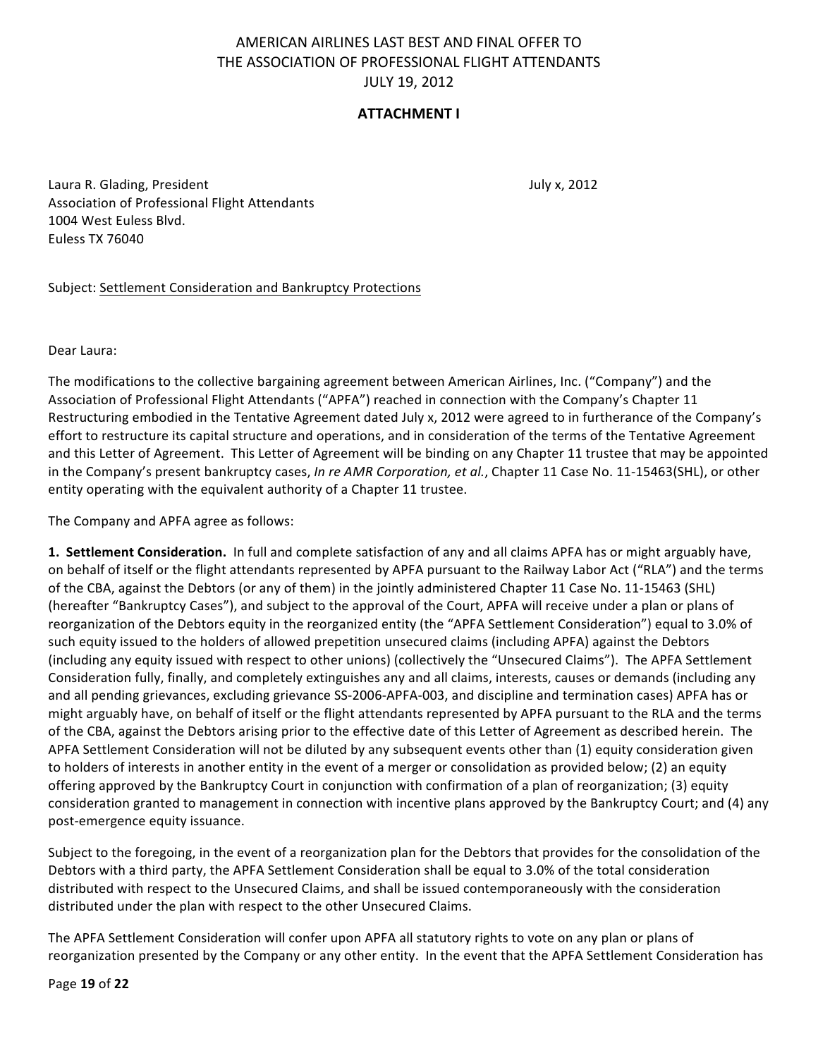AMERICAN AIRLINES LAST BEST AND FINAL OFFER TO
THE ASSOCIATION OF PROFESSIONAL FLIGHT ATTENDANTS
JULY 19, 2012

**ATTACHMENT I**

Laura R. Glading, President
Association of Professional Flight Attendants
1004 West Euless Blvd.
Euless TX 76040

July x, 2012

Subject: Settlement Consideration and Bankruptcy Protections

Dear Laura:

The modifications to the collective bargaining agreement between American Airlines, Inc. ("Company") and the Association of Professional Flight Attendants ("APFA") reached in connection with the Company's Chapter 11 Restructuring embodied in the Tentative Agreement dated July x, 2012 were agreed to in furtherance of the Company's effort to restructure its capital structure and operations, and in consideration of the terms of the Tentative Agreement and this Letter of Agreement. This Letter of Agreement will be binding on any Chapter 11 trustee that may be appointed in the Company's present bankruptcy cases, *In re AMR Corporation, et al.*, Chapter 11 Case No. 11-15463(SHL), or other entity operating with the equivalent authority of a Chapter 11 trustee.

The Company and APFA agree as follows:

**1. Settlement Consideration.** In full and complete satisfaction of any and all claims APFA has or might arguably have, on behalf of itself or the flight attendants represented by APFA pursuant to the Railway Labor Act ("RLA") and the terms of the CBA, against the Debtors (or any of them) in the jointly administered Chapter 11 Case No. 11-15463 (SHL) (hereafter "Bankruptcy Cases"), and subject to the approval of the Court, APFA will receive under a plan or plans of reorganization of the Debtors equity in the reorganized entity (the "APFA Settlement Consideration") equal to 3.0% of such equity issued to the holders of allowed prepetition unsecured claims (including APFA) against the Debtors (including any equity issued with respect to other unions) (collectively the "Unsecured Claims"). The APFA Settlement Consideration fully, finally, and completely extinguishes any and all claims, interests, causes or demands (including any and all pending grievances, excluding grievance SS-2006-APFA-003, and discipline and termination cases) APFA has or might arguably have, on behalf of itself or the flight attendants represented by APFA pursuant to the RLA and the terms of the CBA, against the Debtors arising prior to the effective date of this Letter of Agreement as described herein. The APFA Settlement Consideration will not be diluted by any subsequent events other than (1) equity consideration given to holders of interests in another entity in the event of a merger or consolidation as provided below; (2) an equity offering approved by the Bankruptcy Court in conjunction with confirmation of a plan of reorganization; (3) equity consideration granted to management in connection with incentive plans approved by the Bankruptcy Court; and (4) any post-emergence equity issuance.

Subject to the foregoing, in the event of a reorganization plan for the Debtors that provides for the consolidation of the Debtors with a third party, the APFA Settlement Consideration shall be equal to 3.0% of the total consideration distributed with respect to the Unsecured Claims, and shall be issued contemporaneously with the consideration distributed under the plan with respect to the other Unsecured Claims.

The APFA Settlement Consideration will confer upon APFA all statutory rights to vote on any plan or plans of reorganization presented by the Company or any other entity. In the event that the APFA Settlement Consideration has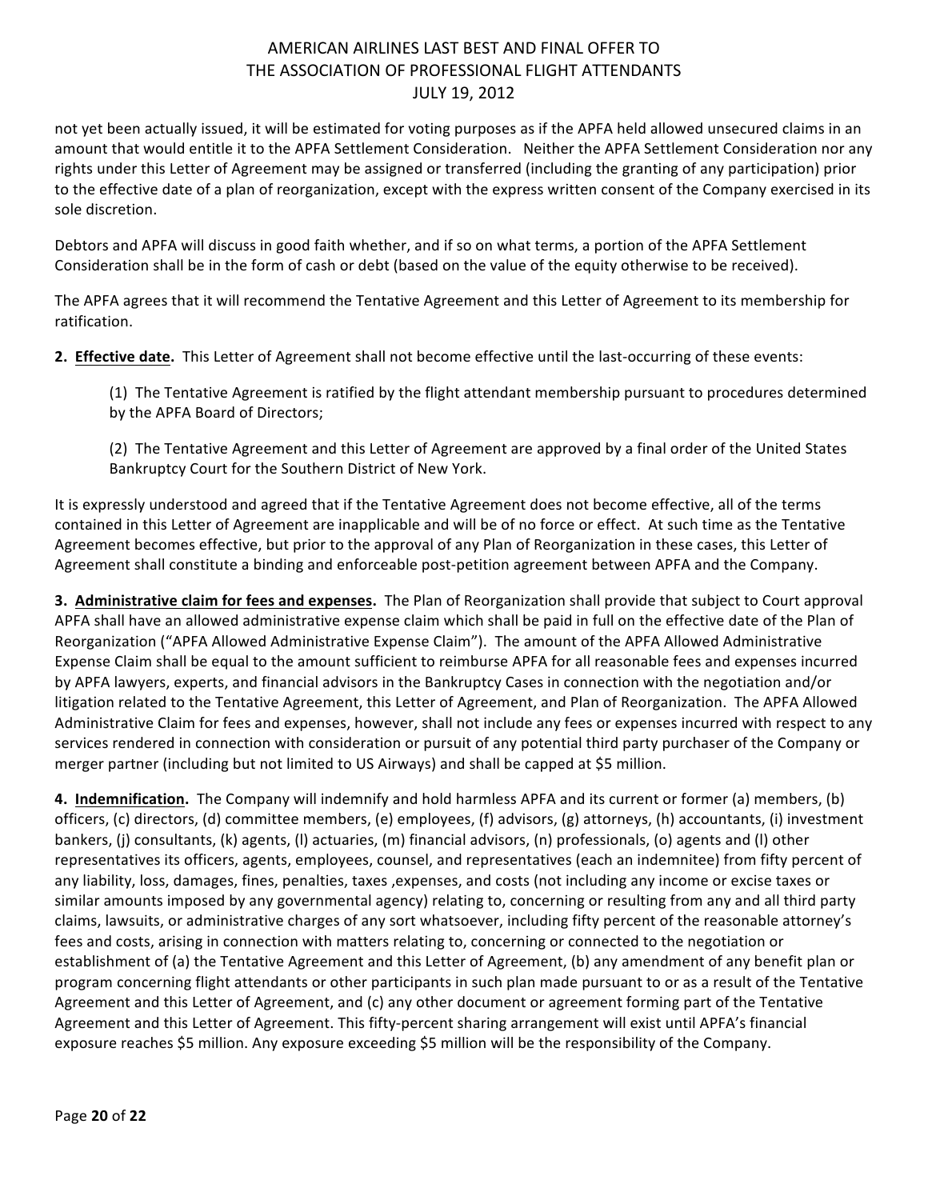not yet been actually issued, it will be estimated for voting purposes as if the APFA held allowed unsecured claims in an amount that would entitle it to the APFA Settlement Consideration. Neither the APFA Settlement Consideration nor any rights under this Letter of Agreement may be assigned or transferred (including the granting of any participation) prior to the effective date of a plan of reorganization, except with the express written consent of the Company exercised in its sole discretion.

Debtors and APFA will discuss in good faith whether, and if so on what terms, a portion of the APFA Settlement Consideration shall be in the form of cash or debt (based on the value of the equity otherwise to be received).

The APFA agrees that it will recommend the Tentative Agreement and this Letter of Agreement to its membership for ratification.

**2. <u>Effective date</u>.** This Letter of Agreement shall not become effective until the last-occurring of these events:

> (1) The Tentative Agreement is ratified by the flight attendant membership pursuant to procedures determined by the APFA Board of Directors;
>
> (2) The Tentative Agreement and this Letter of Agreement are approved by a final order of the United States Bankruptcy Court for the Southern District of New York.

It is expressly understood and agreed that if the Tentative Agreement does not become effective, all of the terms contained in this Letter of Agreement are inapplicable and will be of no force or effect. At such time as the Tentative Agreement becomes effective, but prior to the approval of any Plan of Reorganization in these cases, this Letter of Agreement shall constitute a binding and enforceable post-petition agreement between APFA and the Company.

**3. <u>Administrative claim for fees and expenses</u>.** The Plan of Reorganization shall provide that subject to Court approval APFA shall have an allowed administrative expense claim which shall be paid in full on the effective date of the Plan of Reorganization ("APFA Allowed Administrative Expense Claim"). The amount of the APFA Allowed Administrative Expense Claim shall be equal to the amount sufficient to reimburse APFA for all reasonable fees and expenses incurred by APFA lawyers, experts, and financial advisors in the Bankruptcy Cases in connection with the negotiation and/or litigation related to the Tentative Agreement, this Letter of Agreement, and Plan of Reorganization. The APFA Allowed Administrative Claim for fees and expenses, however, shall not include any fees or expenses incurred with respect to any services rendered in connection with consideration or pursuit of any potential third party purchaser of the Company or merger partner (including but not limited to US Airways) and shall be capped at $5 million.

**4. <u>Indemnification</u>.** The Company will indemnify and hold harmless APFA and its current or former (a) members, (b) officers, (c) directors, (d) committee members, (e) employees, (f) advisors, (g) attorneys, (h) accountants, (i) investment bankers, (j) consultants, (k) agents, (l) actuaries, (m) financial advisors, (n) professionals, (o) agents and (l) other representatives its officers, agents, employees, counsel, and representatives (each an indemnitee) from fifty percent of any liability, loss, damages, fines, penalties, taxes ,expenses, and costs (not including any income or excise taxes or similar amounts imposed by any governmental agency) relating to, concerning or resulting from any and all third party claims, lawsuits, or administrative charges of any sort whatsoever, including fifty percent of the reasonable attorney's fees and costs, arising in connection with matters relating to, concerning or connected to the negotiation or establishment of (a) the Tentative Agreement and this Letter of Agreement, (b) any amendment of any benefit plan or program concerning flight attendants or other participants in such plan made pursuant to or as a result of the Tentative Agreement and this Letter of Agreement, and (c) any other document or agreement forming part of the Tentative Agreement and this Letter of Agreement. This fifty-percent sharing arrangement will exist until APFA's financial exposure reaches $5 million. Any exposure exceeding $5 million will be the responsibility of the Company.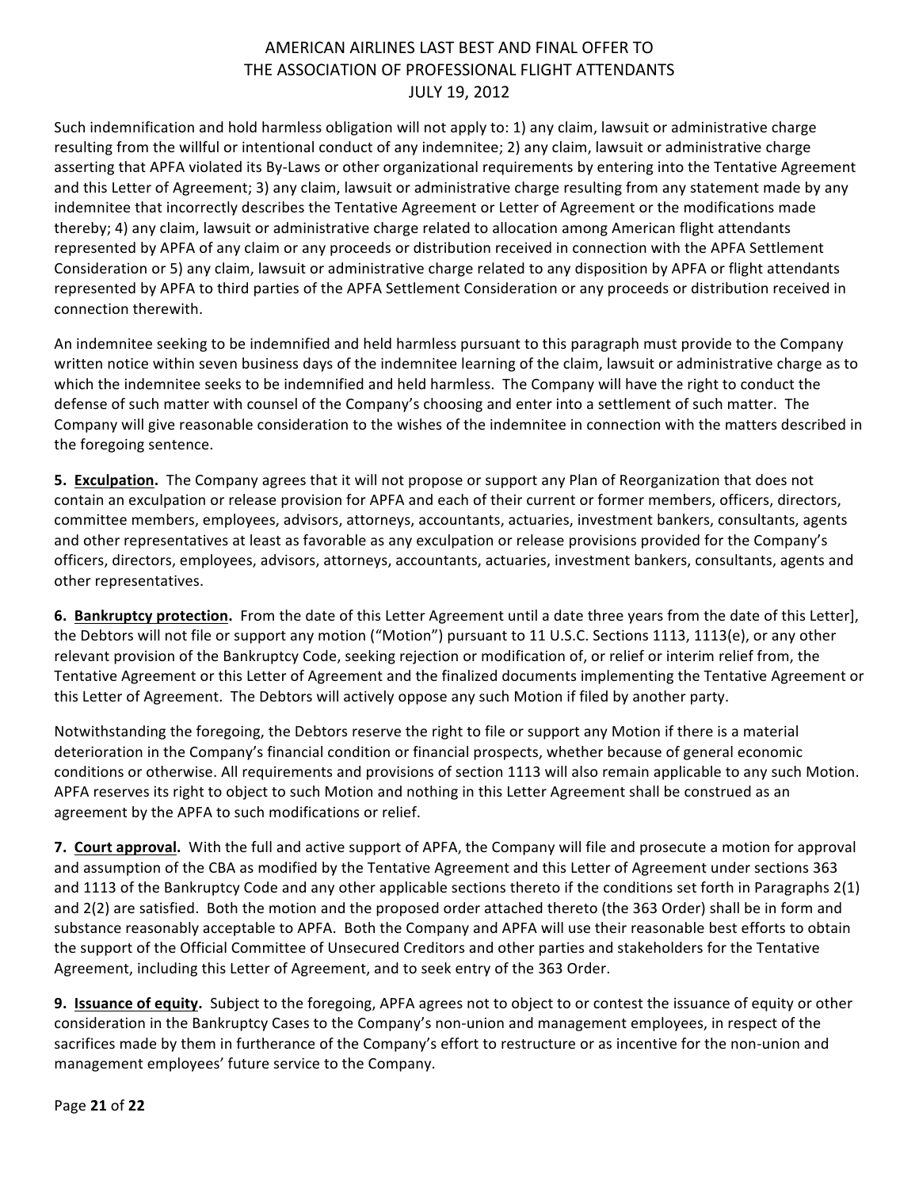Such indemnification and hold harmless obligation will not apply to: 1) any claim, lawsuit or administrative charge resulting from the willful or intentional conduct of any indemnitee; 2) any claim, lawsuit or administrative charge asserting that APFA violated its By-Laws or other organizational requirements by entering into the Tentative Agreement and this Letter of Agreement; 3) any claim, lawsuit or administrative charge resulting from any statement made by any indemnitee that incorrectly describes the Tentative Agreement or Letter of Agreement or the modifications made thereby; 4) any claim, lawsuit or administrative charge related to allocation among American flight attendants represented by APFA of any claim or any proceeds or distribution received in connection with the APFA Settlement Consideration or 5) any claim, lawsuit or administrative charge related to any disposition by APFA or flight attendants represented by APFA to third parties of the APFA Settlement Consideration or any proceeds or distribution received in connection therewith.

An indemnitee seeking to be indemnified and held harmless pursuant to this paragraph must provide to the Company written notice within seven business days of the indemnitee learning of the claim, lawsuit or administrative charge as to which the indemnitee seeks to be indemnified and held harmless. The Company will have the right to conduct the defense of such matter with counsel of the Company's choosing and enter into a settlement of such matter. The Company will give reasonable consideration to the wishes of the indemnitee in connection with the matters described in the foregoing sentence.

**5. <u>Exculpation</u>.** The Company agrees that it will not propose or support any Plan of Reorganization that does not contain an exculpation or release provision for APFA and each of their current or former members, officers, directors, committee members, employees, advisors, attorneys, accountants, actuaries, investment bankers, consultants, agents and other representatives at least as favorable as any exculpation or release provisions provided for the Company's officers, directors, employees, advisors, attorneys, accountants, actuaries, investment bankers, consultants, agents and other representatives.

**6. <u>Bankruptcy protection</u>.** From the date of this Letter Agreement until a date three years from the date of this Letter], the Debtors will not file or support any motion ("Motion") pursuant to 11 U.S.C. Sections 1113, 1113(e), or any other relevant provision of the Bankruptcy Code, seeking rejection or modification of, or relief or interim relief from, the Tentative Agreement or this Letter of Agreement and the finalized documents implementing the Tentative Agreement or this Letter of Agreement. The Debtors will actively oppose any such Motion if filed by another party.

Notwithstanding the foregoing, the Debtors reserve the right to file or support any Motion if there is a material deterioration in the Company's financial condition or financial prospects, whether because of general economic conditions or otherwise. All requirements and provisions of section 1113 will also remain applicable to any such Motion. APFA reserves its right to object to such Motion and nothing in this Letter Agreement shall be construed as an agreement by the APFA to such modifications or relief.

**7. <u>Court approval</u>.** With the full and active support of APFA, the Company will file and prosecute a motion for approval and assumption of the CBA as modified by the Tentative Agreement and this Letter of Agreement under sections 363 and 1113 of the Bankruptcy Code and any other applicable sections thereto if the conditions set forth in Paragraphs 2(1) and 2(2) are satisfied. Both the motion and the proposed order attached thereto (the 363 Order) shall be in form and substance reasonably acceptable to APFA. Both the Company and APFA will use their reasonable best efforts to obtain the support of the Official Committee of Unsecured Creditors and other parties and stakeholders for the Tentative Agreement, including this Letter of Agreement, and to seek entry of the 363 Order.

**9. <u>Issuance of equity</u>.** Subject to the foregoing, APFA agrees not to object to or contest the issuance of equity or other consideration in the Bankruptcy Cases to the Company's non-union and management employees, in respect of the sacrifices made by them in furtherance of the Company's effort to restructure or as incentive for the non-union and management employees' future service to the Company.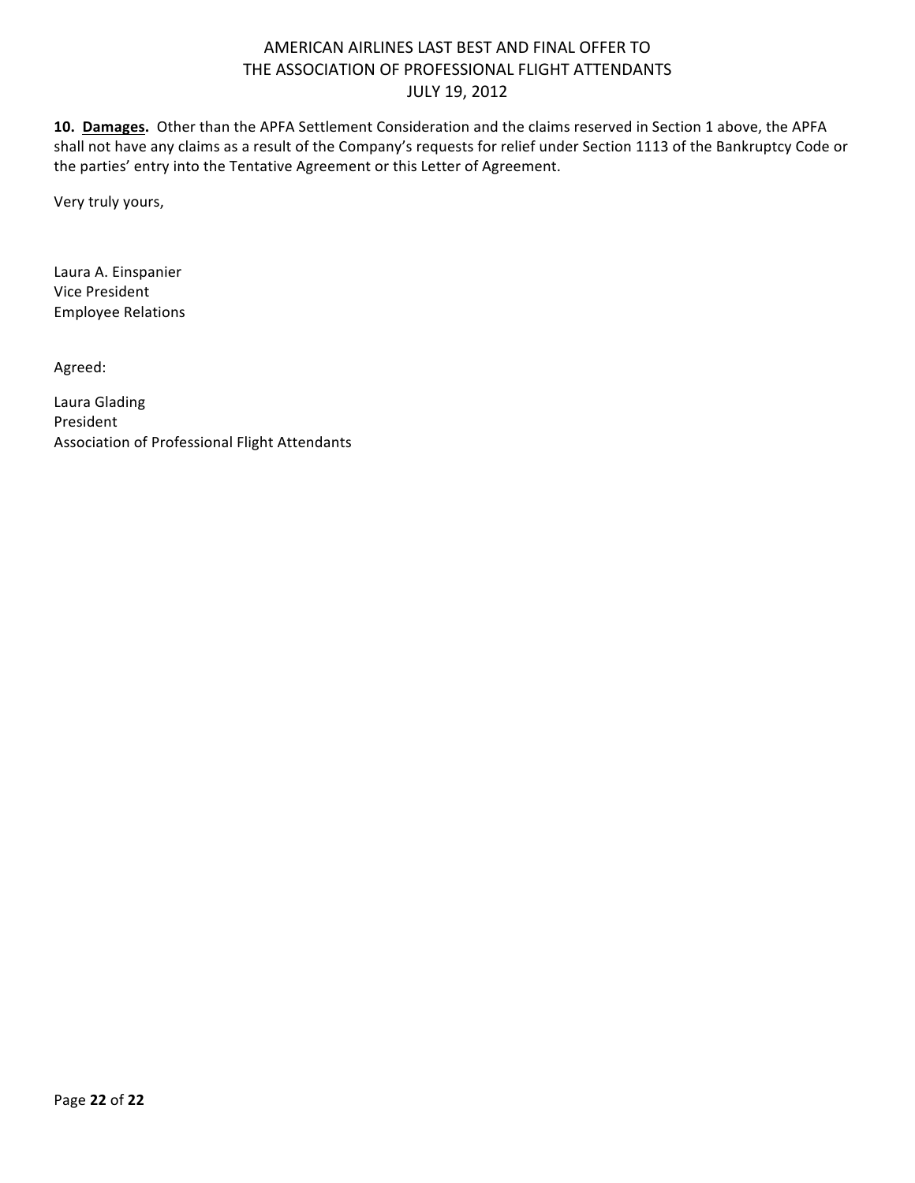**10. Damages.** Other than the APFA Settlement Consideration and the claims reserved in Section 1 above, the APFA shall not have any claims as a result of the Company's requests for relief under Section 1113 of the Bankruptcy Code or the parties' entry into the Tentative Agreement or this Letter of Agreement.

Very truly yours,

Laura A. Einspanier
Vice President
Employee Relations

Agreed:

Laura Glading
President
Association of Professional Flight Attendants